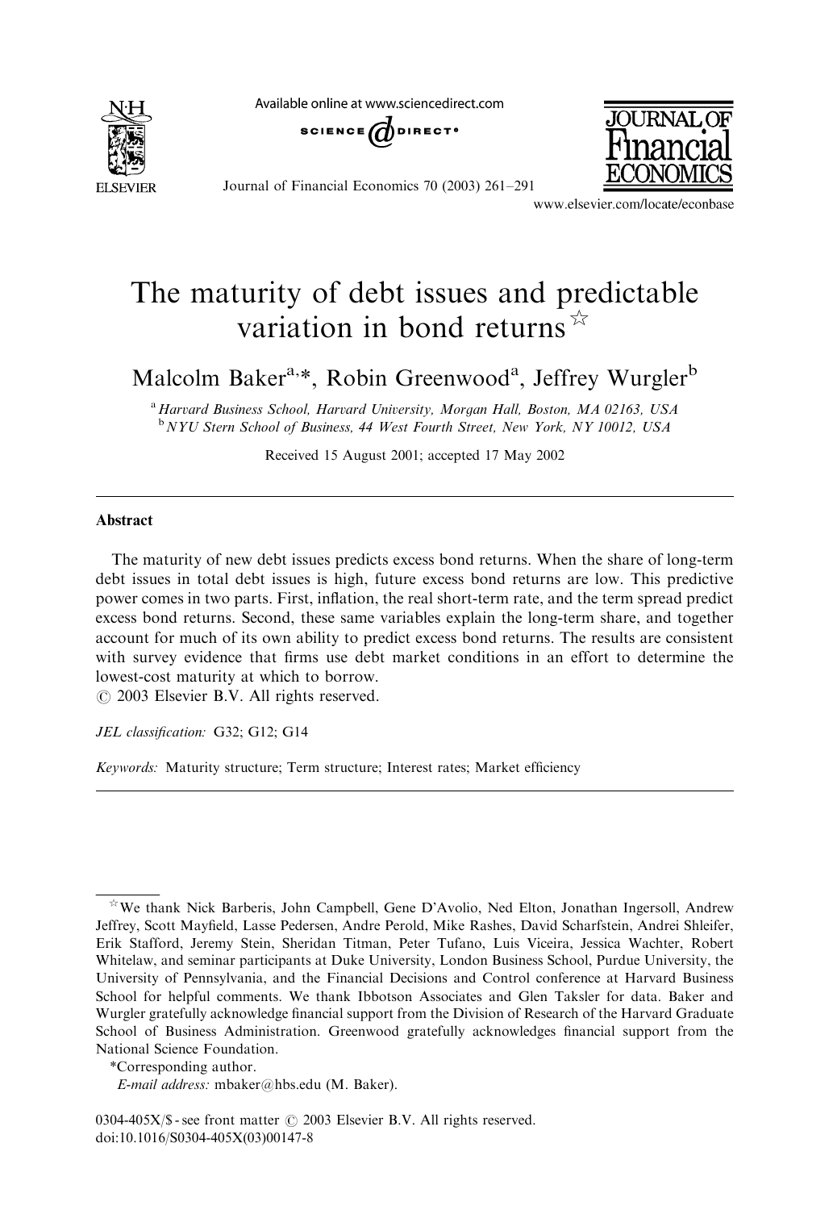# The maturity of debt issues and predictable variation in bond returns ☆

Malcolm Baker[a,*], Robin Greenwood[a], Jeffrey Wurgler[b]

[a] Harvard Business School, Harvard University, Morgan Hall, Boston, MA 02163, USA

[b] NYU Stern School of Business, 44 West Fourth Street, New York, NY 10012, USA

Received 15 August 2001; accepted 17 May 2002

## Abstract

The maturity of new debt issues predicts excess bond returns. When the share of long-term debt issues in total debt issues is high, future excess bond returns are low. This predictive power comes in two parts. First, inflation, the real short-term rate, and the term spread predict excess bond returns. Second, these same variables explain the long-term share, and together account for much of its own ability to predict excess bond returns. The results are consistent with survey evidence that firms use debt market conditions in an effort to determine the lowest-cost maturity at which to borrow.

© 2003 Elsevier B.V. All rights reserved.

*JEL classification:* G32; G12; G14

*Keywords:* Maturity structure; Term structure; Interest rates; Market efficiency

---

☆We thank Nick Barberis, John Campbell, Gene D'Avolio, Ned Elton, Jonathan Ingersoll, Andrew Jeffrey, Scott Mayfield, Lasse Pedersen, Andre Perold, Mike Rashes, David Scharfstein, Andrei Shleifer, Erik Stafford, Jeremy Stein, Sheridan Titman, Peter Tufano, Luis Viceira, Jessica Wachter, Robert Whitelaw, and seminar participants at Duke University, London Business School, Purdue University, the University of Pennsylvania, and the Financial Decisions and Control conference at Harvard Business School for helpful comments. We thank Ibbotson Associates and Glen Taksler for data. Baker and Wurgler gratefully acknowledge financial support from the Division of Research of the Harvard Graduate School of Business Administration. Greenwood gratefully acknowledges financial support from the National Science Foundation.

*Corresponding author.

*E-mail address:* mbaker@hbs.edu (M. Baker).

0304-405X/$ - see front matter © 2003 Elsevier B.V. All rights reserved.

doi:10.1016/S0304-405X(03)00147-8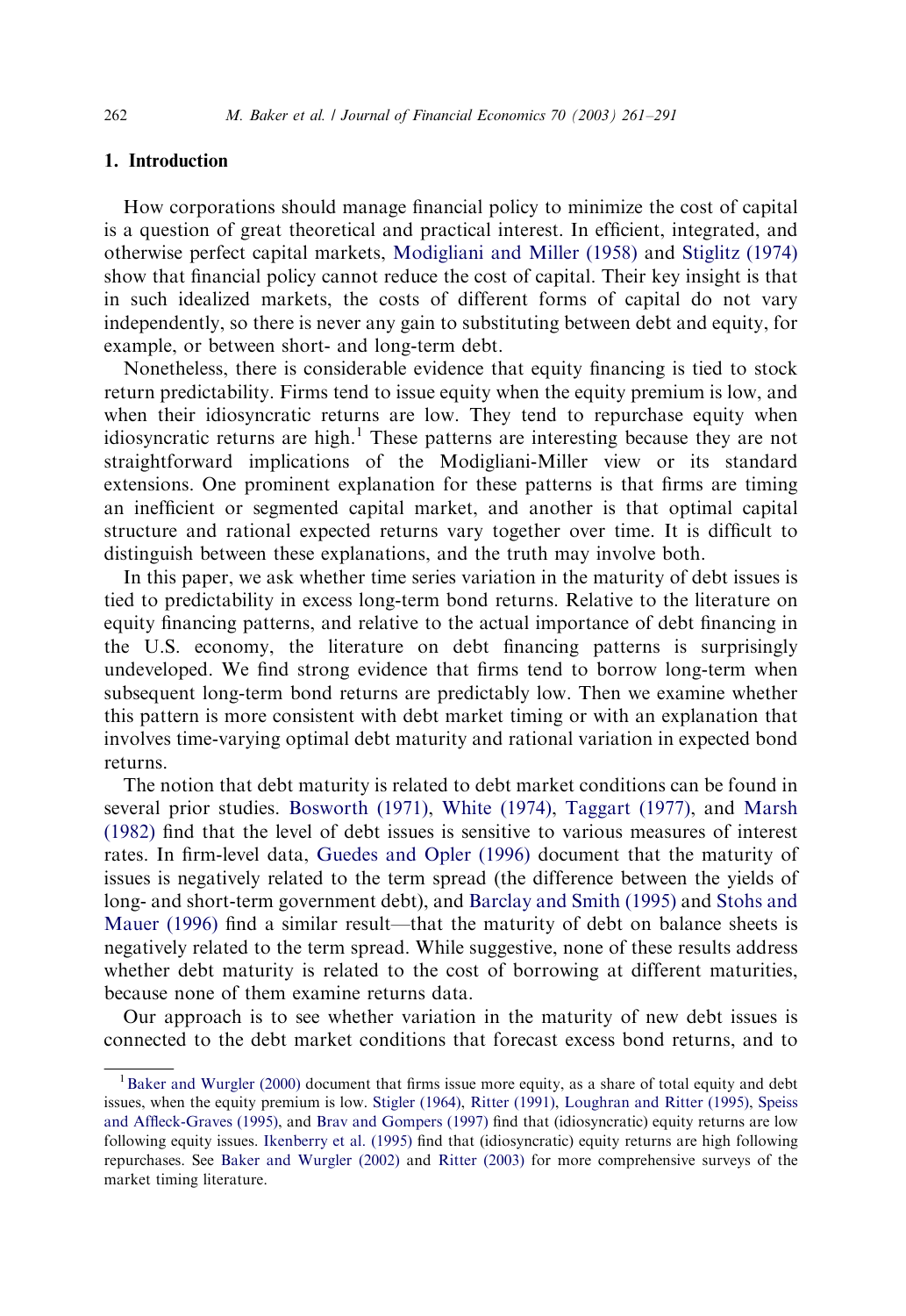## 1. Introduction

How corporations should manage financial policy to minimize the cost of capital is a question of great theoretical and practical interest. In efficient, integrated, and otherwise perfect capital markets, Modigliani and Miller (1958) and Stiglitz (1974) show that financial policy cannot reduce the cost of capital. Their key insight is that in such idealized markets, the costs of different forms of capital do not vary independently, so there is never any gain to substituting between debt and equity, for example, or between short- and long-term debt.

Nonetheless, there is considerable evidence that equity financing is tied to stock return predictability. Firms tend to issue equity when the equity premium is low, and when their idiosyncratic returns are low. They tend to repurchase equity when idiosyncratic returns are high.[1] These patterns are interesting because they are not straightforward implications of the Modigliani-Miller view or its standard extensions. One prominent explanation for these patterns is that firms are timing an inefficient or segmented capital market, and another is that optimal capital structure and rational expected returns vary together over time. It is difficult to distinguish between these explanations, and the truth may involve both.

In this paper, we ask whether time series variation in the maturity of debt issues is tied to predictability in excess long-term bond returns. Relative to the literature on equity financing patterns, and relative to the actual importance of debt financing in the U.S. economy, the literature on debt financing patterns is surprisingly undeveloped. We find strong evidence that firms tend to borrow long-term when subsequent long-term bond returns are predictably low. Then we examine whether this pattern is more consistent with debt market timing or with an explanation that involves time-varying optimal debt maturity and rational variation in expected bond returns.

The notion that debt maturity is related to debt market conditions can be found in several prior studies. Bosworth (1971), White (1974), Taggart (1977), and Marsh (1982) find that the level of debt issues is sensitive to various measures of interest rates. In firm-level data, Guedes and Opler (1996) document that the maturity of issues is negatively related to the term spread (the difference between the yields of long- and short-term government debt), and Barclay and Smith (1995) and Stohs and Mauer (1996) find a similar result—that the maturity of debt on balance sheets is negatively related to the term spread. While suggestive, none of these results address whether debt maturity is related to the cost of borrowing at different maturities, because none of them examine returns data.

Our approach is to see whether variation in the maturity of new debt issues is connected to the debt market conditions that forecast excess bond returns, and to

[1] Baker and Wurgler (2000) document that firms issue more equity, as a share of total equity and debt issues, when the equity premium is low. Stigler (1964), Ritter (1991), Loughran and Ritter (1995), Speiss and Affleck-Graves (1995), and Brav and Gompers (1997) find that (idiosyncratic) equity returns are low following equity issues. Ikenberry et al. (1995) find that (idiosyncratic) equity returns are high following repurchases. See Baker and Wurgler (2002) and Ritter (2003) for more comprehensive surveys of the market timing literature.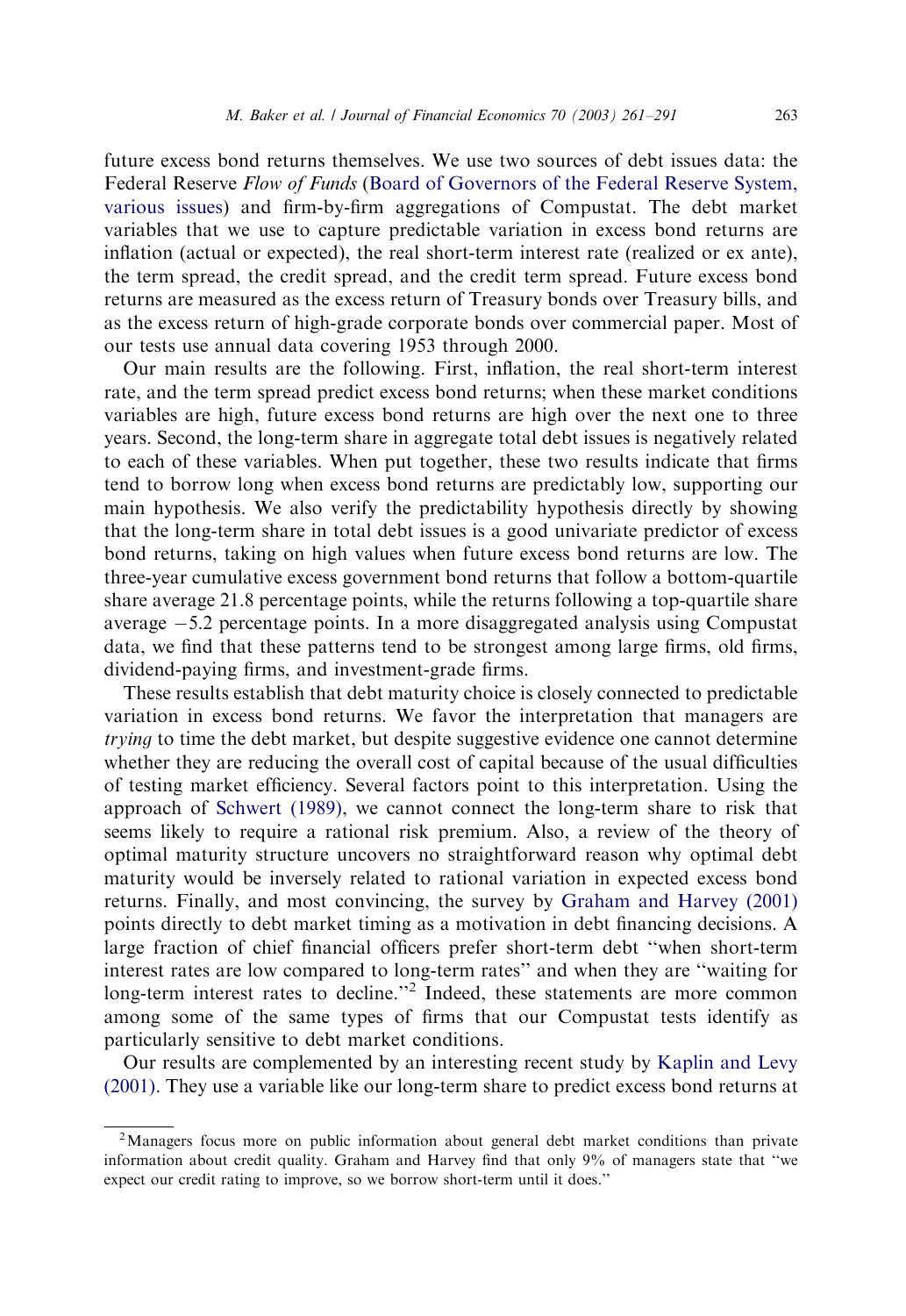future excess bond returns themselves. We use two sources of debt issues data: the Federal Reserve *Flow of Funds* (Board of Governors of the Federal Reserve System, various issues) and firm-by-firm aggregations of Compustat. The debt market variables that we use to capture predictable variation in excess bond returns are inflation (actual or expected), the real short-term interest rate (realized or ex ante), the term spread, the credit spread, and the credit term spread. Future excess bond returns are measured as the excess return of Treasury bonds over Treasury bills, and as the excess return of high-grade corporate bonds over commercial paper. Most of our tests use annual data covering 1953 through 2000.

Our main results are the following. First, inflation, the real short-term interest rate, and the term spread predict excess bond returns; when these market conditions variables are high, future excess bond returns are high over the next one to three years. Second, the long-term share in aggregate total debt issues is negatively related to each of these variables. When put together, these two results indicate that firms tend to borrow long when excess bond returns are predictably low, supporting our main hypothesis. We also verify the predictability hypothesis directly by showing that the long-term share in total debt issues is a good univariate predictor of excess bond returns, taking on high values when future excess bond returns are low. The three-year cumulative excess government bond returns that follow a bottom-quartile share average 21.8 percentage points, while the returns following a top-quartile share average −5.2 percentage points. In a more disaggregated analysis using Compustat data, we find that these patterns tend to be strongest among large firms, old firms, dividend-paying firms, and investment-grade firms.

These results establish that debt maturity choice is closely connected to predictable variation in excess bond returns. We favor the interpretation that managers are *trying* to time the debt market, but despite suggestive evidence one cannot determine whether they are reducing the overall cost of capital because of the usual difficulties of testing market efficiency. Several factors point to this interpretation. Using the approach of Schwert (1989), we cannot connect the long-term share to risk that seems likely to require a rational risk premium. Also, a review of the theory of optimal maturity structure uncovers no straightforward reason why optimal debt maturity would be inversely related to rational variation in expected excess bond returns. Finally, and most convincing, the survey by Graham and Harvey (2001) points directly to debt market timing as a motivation in debt financing decisions. A large fraction of chief financial officers prefer short-term debt "when short-term interest rates are low compared to long-term rates" and when they are "waiting for long-term interest rates to decline."[2] Indeed, these statements are more common among some of the same types of firms that our Compustat tests identify as particularly sensitive to debt market conditions.

Our results are complemented by an interesting recent study by Kaplin and Levy (2001). They use a variable like our long-term share to predict excess bond returns at

---

[2] Managers focus more on public information about general debt market conditions than private information about credit quality. Graham and Harvey find that only 9% of managers state that "we expect our credit rating to improve, so we borrow short-term until it does."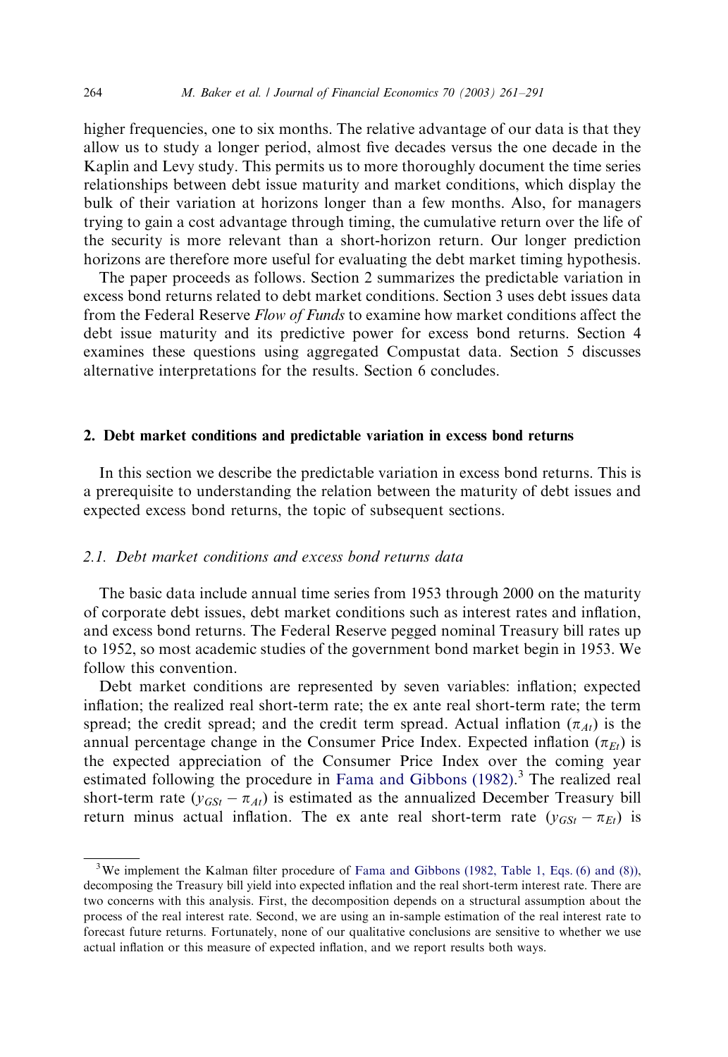higher frequencies, one to six months. The relative advantage of our data is that they allow us to study a longer period, almost five decades versus the one decade in the Kaplin and Levy study. This permits us to more thoroughly document the time series relationships between debt issue maturity and market conditions, which display the bulk of their variation at horizons longer than a few months. Also, for managers trying to gain a cost advantage through timing, the cumulative return over the life of the security is more relevant than a short-horizon return. Our longer prediction horizons are therefore more useful for evaluating the debt market timing hypothesis.

The paper proceeds as follows. Section 2 summarizes the predictable variation in excess bond returns related to debt market conditions. Section 3 uses debt issues data from the Federal Reserve *Flow of Funds* to examine how market conditions affect the debt issue maturity and its predictive power for excess bond returns. Section 4 examines these questions using aggregated Compustat data. Section 5 discusses alternative interpretations for the results. Section 6 concludes.

## 2. Debt market conditions and predictable variation in excess bond returns

In this section we describe the predictable variation in excess bond returns. This is a prerequisite to understanding the relation between the maturity of debt issues and expected excess bond returns, the topic of subsequent sections.

### 2.1. Debt market conditions and excess bond returns data

The basic data include annual time series from 1953 through 2000 on the maturity of corporate debt issues, debt market conditions such as interest rates and inflation, and excess bond returns. The Federal Reserve pegged nominal Treasury bill rates up to 1952, so most academic studies of the government bond market begin in 1953. We follow this convention.

Debt market conditions are represented by seven variables: inflation; expected inflation; the realized real short-term rate; the ex ante real short-term rate; the term spread; the credit spread; and the credit term spread. Actual inflation ($\pi_{At}$) is the annual percentage change in the Consumer Price Index. Expected inflation ($\pi_{Et}$) is the expected appreciation of the Consumer Price Index over the coming year estimated following the procedure in Fama and Gibbons (1982).[3] The realized real short-term rate ($y_{GSt} - \pi_{At}$) is estimated as the annualized December Treasury bill return minus actual inflation. The ex ante real short-term rate ($y_{GSt} - \pi_{Et}$) is

[3] We implement the Kalman filter procedure of Fama and Gibbons (1982, Table 1, Eqs. (6) and (8)), decomposing the Treasury bill yield into expected inflation and the real short-term interest rate. There are two concerns with this analysis. First, the decomposition depends on a structural assumption about the process of the real interest rate. Second, we are using an in-sample estimation of the real interest rate to forecast future returns. Fortunately, none of our qualitative conclusions are sensitive to whether we use actual inflation or this measure of expected inflation, and we report results both ways.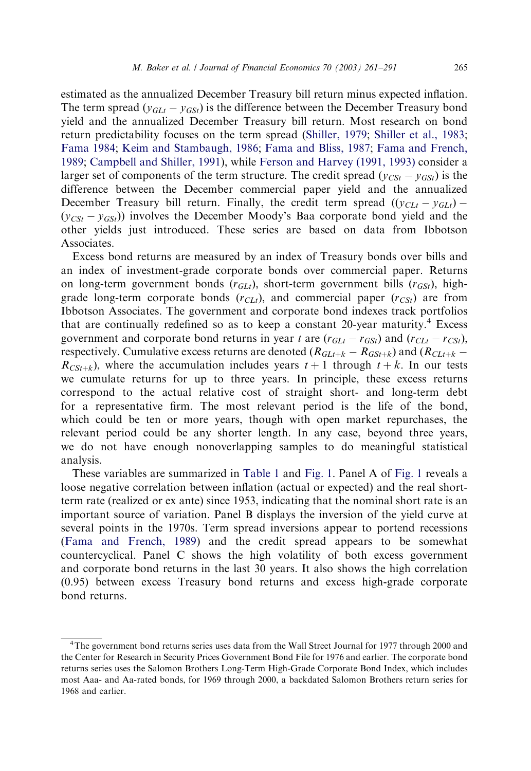estimated as the annualized December Treasury bill return minus expected inflation. The term spread ($y_{GLt} - y_{GSt}$) is the difference between the December Treasury bond yield and the annualized December Treasury bill return. Most research on bond return predictability focuses on the term spread (Shiller, 1979; Shiller et al., 1983; Fama 1984; Keim and Stambaugh, 1986; Fama and Bliss, 1987; Fama and French, 1989; Campbell and Shiller, 1991), while Ferson and Harvey (1991, 1993) consider a larger set of components of the term structure. The credit spread ($y_{CSt} - y_{GSt}$) is the difference between the December commercial paper yield and the annualized December Treasury bill return. Finally, the credit term spread ($(y_{CLt} - y_{GLt}) - (y_{CSt} - y_{GSt})$) involves the December Moody's Baa corporate bond yield and the other yields just introduced. These series are based on data from Ibbotson Associates.

Excess bond returns are measured by an index of Treasury bonds over bills and an index of investment-grade corporate bonds over commercial paper. Returns on long-term government bonds ($r_{GLt}$), short-term government bills ($r_{GSt}$), high-grade long-term corporate bonds ($r_{CLt}$), and commercial paper ($r_{CSt}$) are from Ibbotson Associates. The government and corporate bond indexes track portfolios that are continually redefined so as to keep a constant 20-year maturity.[4] Excess government and corporate bond returns in year $t$ are ($r_{GLt} - r_{GSt}$) and ($r_{CLt} - r_{CSt}$), respectively. Cumulative excess returns are denoted ($R_{GLt+k} - R_{GSt+k}$) and ($R_{CLt+k} - R_{CSt+k}$), where the accumulation includes years $t+1$ through $t+k$. In our tests we cumulate returns for up to three years. In principle, these excess returns correspond to the actual relative cost of straight short- and long-term debt for a representative firm. The most relevant period is the life of the bond, which could be ten or more years, though with open market repurchases, the relevant period could be any shorter length. In any case, beyond three years, we do not have enough nonoverlapping samples to do meaningful statistical analysis.

These variables are summarized in Table 1 and Fig. 1. Panel A of Fig. 1 reveals a loose negative correlation between inflation (actual or expected) and the real short-term rate (realized or ex ante) since 1953, indicating that the nominal short rate is an important source of variation. Panel B displays the inversion of the yield curve at several points in the 1970s. Term spread inversions appear to portend recessions (Fama and French, 1989) and the credit spread appears to be somewhat countercyclical. Panel C shows the high volatility of both excess government and corporate bond returns in the last 30 years. It also shows the high correlation (0.95) between excess Treasury bond returns and excess high-grade corporate bond returns.

[4] The government bond returns series uses data from the Wall Street Journal for 1977 through 2000 and the Center for Research in Security Prices Government Bond File for 1976 and earlier. The corporate bond returns series uses the Salomon Brothers Long-Term High-Grade Corporate Bond Index, which includes most Aaa- and Aa-rated bonds, for 1969 through 2000, a backdated Salomon Brothers return series for 1968 and earlier.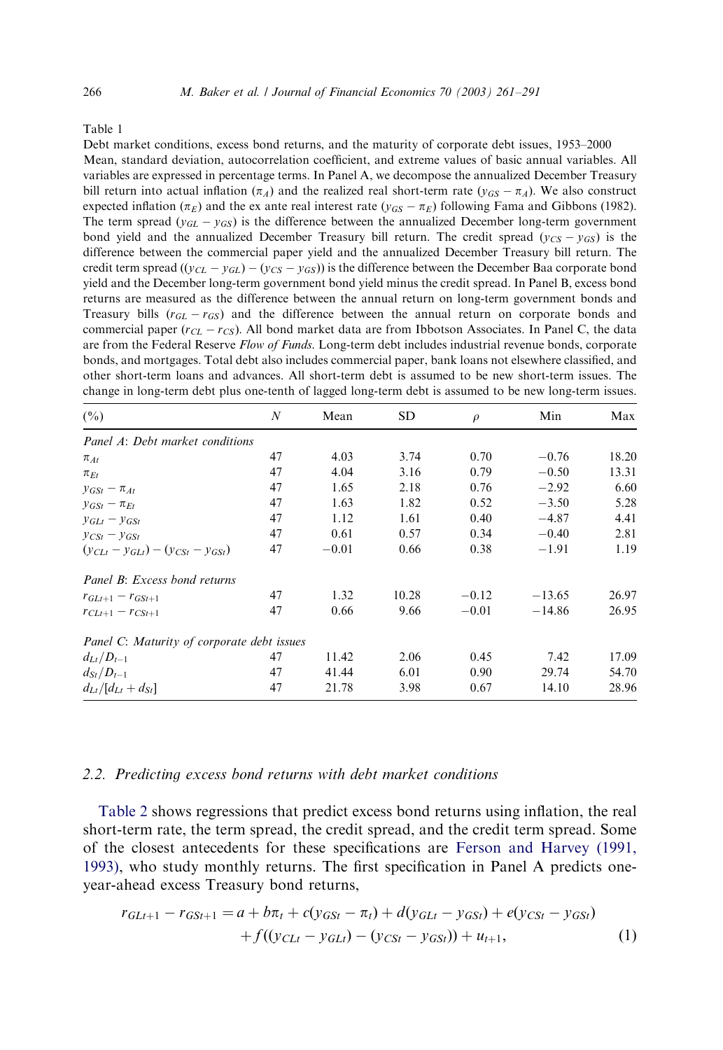Table 1

Debt market conditions, excess bond returns, and the maturity of corporate debt issues, 1953–2000

Mean, standard deviation, autocorrelation coefficient, and extreme values of basic annual variables. All variables are expressed in percentage terms. In Panel A, we decompose the annualized December Treasury bill return into actual inflation ($\pi_A$) and the realized real short-term rate ($y_{GS} - \pi_A$). We also construct expected inflation ($\pi_E$) and the ex ante real interest rate ($y_{GS} - \pi_E$) following Fama and Gibbons (1982). The term spread ($y_{GL} - y_{GS}$) is the difference between the annualized December long-term government bond yield and the annualized December Treasury bill return. The credit spread ($y_{CS} - y_{GS}$) is the difference between the commercial paper yield and the annualized December Treasury bill return. The credit term spread ($(y_{CL} - y_{GL}) - (y_{CS} - y_{GS})$) is the difference between the December Baa corporate bond yield and the December long-term government bond yield minus the credit spread. In Panel B, excess bond returns are measured as the difference between the annual return on long-term government bonds and Treasury bills ($r_{GL} - r_{GS}$) and the difference between the annual return on corporate bonds and commercial paper ($r_{CL} - r_{CS}$). All bond market data are from Ibbotson Associates. In Panel C, the data are from the Federal Reserve *Flow of Funds*. Long-term debt includes industrial revenue bonds, corporate bonds, and mortgages. Total debt also includes commercial paper, bank loans not elsewhere classified, and other short-term loans and advances. All short-term debt is assumed to be new short-term issues. The change in long-term debt plus one-tenth of lagged long-term debt is assumed to be new long-term issues.

| (%) | $N$ | Mean | SD | $\rho$ | Min | Max |
|---|---|---|---|---|---|---|
| *Panel A: Debt market conditions* | | | | | | |
| $\pi_{At}$ | 47 | 4.03 | 3.74 | 0.70 | −0.76 | 18.20 |
| $\pi_{Et}$ | 47 | 4.04 | 3.16 | 0.79 | −0.50 | 13.31 |
| $y_{GSt} - \pi_{At}$ | 47 | 1.65 | 2.18 | 0.76 | −2.92 | 6.60 |
| $y_{GSt} - \pi_{Et}$ | 47 | 1.63 | 1.82 | 0.52 | −3.50 | 5.28 |
| $y_{GLt} - y_{GSt}$ | 47 | 1.12 | 1.61 | 0.40 | −4.87 | 4.41 |
| $y_{CSt} - y_{GSt}$ | 47 | 0.61 | 0.57 | 0.34 | −0.40 | 2.81 |
| $(y_{CLt} - y_{GLt}) - (y_{CSt} - y_{GSt})$ | 47 | −0.01 | 0.66 | 0.38 | −1.91 | 1.19 |
| *Panel B: Excess bond returns* | | | | | | |
| $r_{GLt+1} - r_{GSt+1}$ | 47 | 1.32 | 10.28 | −0.12 | −13.65 | 26.97 |
| $r_{CLt+1} - r_{CSt+1}$ | 47 | 0.66 | 9.66 | −0.01 | −14.86 | 26.95 |
| *Panel C: Maturity of corporate debt issues* | | | | | | |
| $d_{Lt}/D_{t-1}$ | 47 | 11.42 | 2.06 | 0.45 | 7.42 | 17.09 |
| $d_{St}/D_{t-1}$ | 47 | 41.44 | 6.01 | 0.90 | 29.74 | 54.70 |
| $d_{Lt}/[d_{Lt} + d_{St}]$ | 47 | 21.78 | 3.98 | 0.67 | 14.10 | 28.96 |

### 2.2. Predicting excess bond returns with debt market conditions

Table 2 shows regressions that predict excess bond returns using inflation, the real short-term rate, the term spread, the credit spread, and the credit term spread. Some of the closest antecedents for these specifications are Ferson and Harvey (1991, 1993), who study monthly returns. The first specification in Panel A predicts one-year-ahead excess Treasury bond returns,

$$r_{GLt+1} - r_{GSt+1} = a + b\pi_t + c(y_{GSt} - \pi_t) + d(y_{GLt} - y_{GSt}) + e(y_{CSt} - y_{GSt}) + f((y_{CLt} - y_{GLt}) - (y_{CSt} - y_{GSt})) + u_{t+1}, \tag{1}$$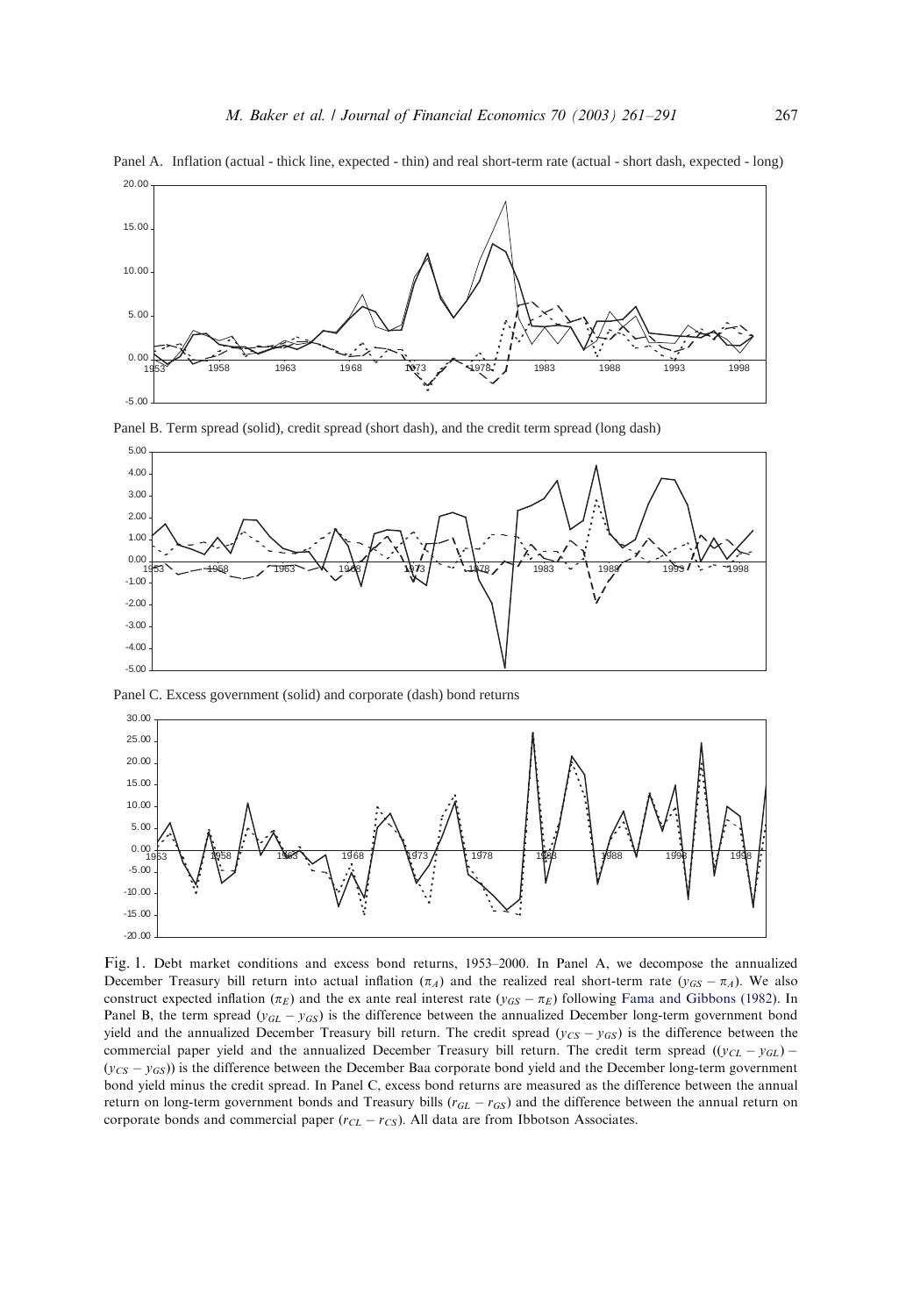Panel A. Inflation (actual - thick line, expected - thin) and real short-term rate (actual - short dash, expected - long)

Panel B. Term spread (solid), credit spread (short dash), and the credit term spread (long dash)

Panel C. Excess government (solid) and corporate (dash) bond returns

Fig. 1. Debt market conditions and excess bond returns, 1953–2000. In Panel A, we decompose the annualized December Treasury bill return into actual inflation ($\pi_A$) and the realized real short-term rate ($y_{GS} - \pi_A$). We also construct expected inflation ($\pi_E$) and the ex ante real interest rate ($y_{GS} - \pi_E$) following Fama and Gibbons (1982). In Panel B, the term spread ($y_{GL} - y_{GS}$) is the difference between the annualized December long-term government bond yield and the annualized December Treasury bill return. The credit spread ($y_{CS} - y_{GS}$) is the difference between the commercial paper yield and the annualized December Treasury bill return. The credit term spread ($(y_{CL} - y_{GL}) - (y_{CS} - y_{GS})$) is the difference between the December Baa corporate bond yield and the December long-term government bond yield minus the credit spread. In Panel C, excess bond returns are measured as the difference between the annual return on long-term government bonds and Treasury bills ($r_{GL} - r_{GS}$) and the difference between the annual return on corporate bonds and commercial paper ($r_{CL} - r_{CS}$). All data are from Ibbotson Associates.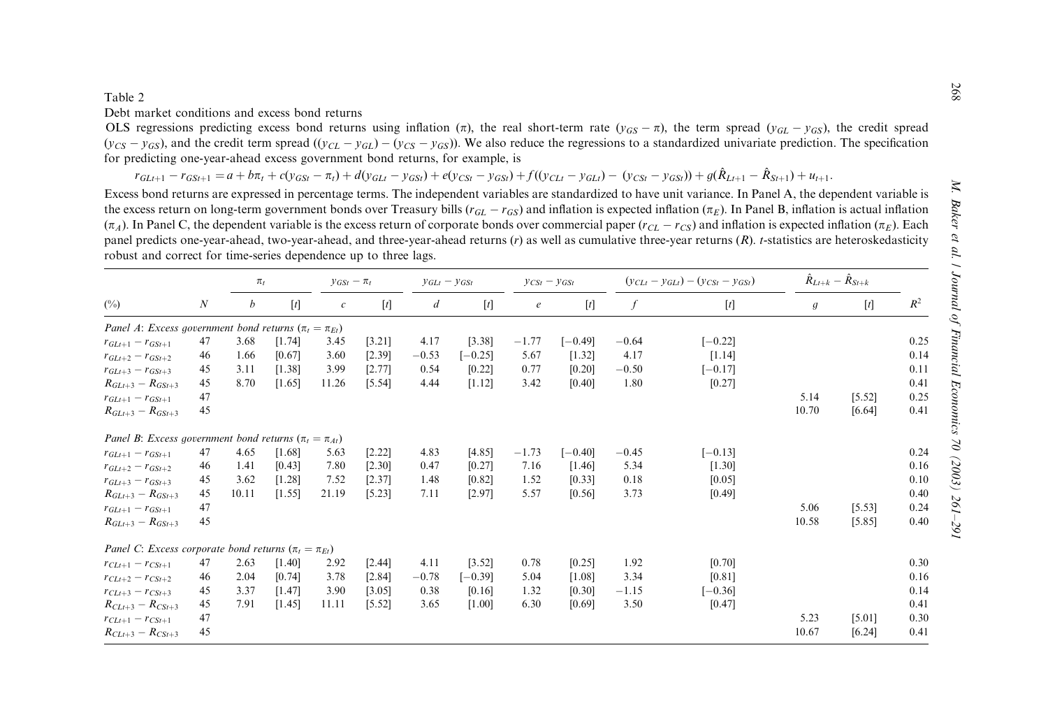Table 2

Debt market conditions and excess bond returns

OLS regressions predicting excess bond returns using inflation ($\pi$), the real short-term rate ($y_{GS} - \pi$), the term spread ($y_{GL} - y_{GS}$), the credit spread ($y_{CS} - y_{GS}$), and the credit term spread ($(y_{CL} - y_{GL}) - (y_{CS} - y_{GS})$). We also reduce the regressions to a standardized univariate prediction. The specification for predicting one-year-ahead excess government bond returns, for example, is

$$r_{GLt+1} - r_{GSt+1} = a + b\pi_t + c(y_{GSt} - \pi_t) + d(y_{GLt} - y_{GSt}) + e(y_{CSt} - y_{GSt}) + f((y_{CLt} - y_{GLt}) - (y_{CSt} - y_{GSt})) + g(\hat{R}_{Lt+1} - \hat{R}_{St+1}) + u_{t+1}.$$

Excess bond returns are expressed in percentage terms. The independent variables are standardized to have unit variance. In Panel A, the dependent variable is the excess return on long-term government bonds over Treasury bills ($r_{GL} - r_{GS}$) and inflation is expected inflation ($\pi_E$). In Panel B, inflation is actual inflation ($\pi_A$). In Panel C, the dependent variable is the excess return of corporate bonds over commercial paper ($r_{CL} - r_{CS}$) and inflation is expected inflation ($\pi_E$). Each panel predicts one-year-ahead, two-year-ahead, and three-year-ahead returns ($r$) as well as cumulative three-year returns ($R$). $t$-statistics are heteroskedasticity robust and correct for time-series dependence up to three lags.

| | | $\pi_t$ | | $y_{GSt} - \pi_t$ | | $y_{GLt} - y_{GSt}$ | | $y_{CSt} - y_{GSt}$ | | $(y_{CLt} - y_{GLt}) - (y_{CSt} - y_{GSt})$ | | $\hat{R}_{Lt+k} - \hat{R}_{St+k}$ | | |
|---|---|---|---|---|---|---|---|---|---|---|---|---|---|---|
| (%) | $N$ | $b$ | [$t$] | $c$ | [$t$] | $d$ | [$t$] | $e$ | [$t$] | $f$ | [$t$] | $g$ | [$t$] | $R^2$ |
| *Panel A: Excess government bond returns* ($\pi_t = \pi_{Et}$) | | | | | | | | | | | | | | |
| $r_{GLt+1} - r_{GSt+1}$ | 47 | 3.68 | [1.74] | 3.45 | [3.21] | 4.17 | [3.38] | −1.77 | [−0.49] | −0.64 | [−0.22] | | | 0.25 |
| $r_{GLt+2} - r_{GSt+2}$ | 46 | 1.66 | [0.67] | 3.60 | [2.39] | −0.53 | [−0.25] | 5.67 | [1.32] | 4.17 | [1.14] | | | 0.14 |
| $r_{GLt+3} - r_{GSt+3}$ | 45 | 3.11 | [1.38] | 3.99 | [2.77] | 0.54 | [0.22] | 0.77 | [0.20] | −0.50 | [−0.17] | | | 0.11 |
| $R_{GLt+3} - R_{GSt+3}$ | 45 | 8.70 | [1.65] | 11.26 | [5.54] | 4.44 | [1.12] | 3.42 | [0.40] | 1.80 | [0.27] | | | 0.41 |
| $r_{GLt+1} - r_{GSt+1}$ | 47 | | | | | | | | | | | 5.14 | [5.52] | 0.25 |
| $R_{GLt+3} - R_{GSt+3}$ | 45 | | | | | | | | | | | 10.70 | [6.64] | 0.41 |
| *Panel B: Excess government bond returns* ($\pi_t = \pi_{At}$) | | | | | | | | | | | | | | |
| $r_{GLt+1} - r_{GSt+1}$ | 47 | 4.65 | [1.68] | 5.63 | [2.22] | 4.83 | [4.85] | −1.73 | [−0.40] | −0.45 | [−0.13] | | | 0.24 |
| $r_{GLt+2} - r_{GSt+2}$ | 46 | 1.41 | [0.43] | 7.80 | [2.30] | 0.47 | [0.27] | 7.16 | [1.46] | 5.34 | [1.30] | | | 0.16 |
| $r_{GLt+3} - r_{GSt+3}$ | 45 | 3.62 | [1.28] | 7.52 | [2.37] | 1.48 | [0.82] | 1.52 | [0.33] | 0.18 | [0.05] | | | 0.10 |
| $R_{GLt+3} - R_{GSt+3}$ | 45 | 10.11 | [1.55] | 21.19 | [5.23] | 7.11 | [2.97] | 5.57 | [0.56] | 3.73 | [0.49] | | | 0.40 |
| $r_{GLt+1} - r_{GSt+1}$ | 47 | | | | | | | | | | | 5.06 | [5.53] | 0.24 |
| $R_{GLt+3} - R_{GSt+3}$ | 45 | | | | | | | | | | | 10.58 | [5.85] | 0.40 |
| *Panel C: Excess corporate bond returns* ($\pi_t = \pi_{Et}$) | | | | | | | | | | | | | | |
| $r_{CLt+1} - r_{CSt+1}$ | 47 | 2.63 | [1.40] | 2.92 | [2.44] | 4.11 | [3.52] | 0.78 | [0.25] | 1.92 | [0.70] | | | 0.30 |
| $r_{CLt+2} - r_{CSt+2}$ | 46 | 2.04 | [0.74] | 3.78 | [2.84] | −0.78 | [−0.39] | 5.04 | [1.08] | 3.34 | [0.81] | | | 0.16 |
| $r_{CLt+3} - r_{CSt+3}$ | 45 | 3.37 | [1.47] | 3.90 | [3.05] | 0.38 | [0.16] | 1.32 | [0.30] | −1.15 | [−0.36] | | | 0.14 |
| $R_{CLt+3} - R_{CSt+3}$ | 45 | 7.91 | [1.45] | 11.11 | [5.52] | 3.65 | [1.00] | 6.30 | [0.69] | 3.50 | [0.47] | | | 0.41 |
| $r_{CLt+1} - r_{CSt+1}$ | 47 | | | | | | | | | | | 5.23 | [5.01] | 0.30 |
| $R_{CLt+3} - R_{CSt+3}$ | 45 | | | | | | | | | | | 10.67 | [6.24] | 0.41 |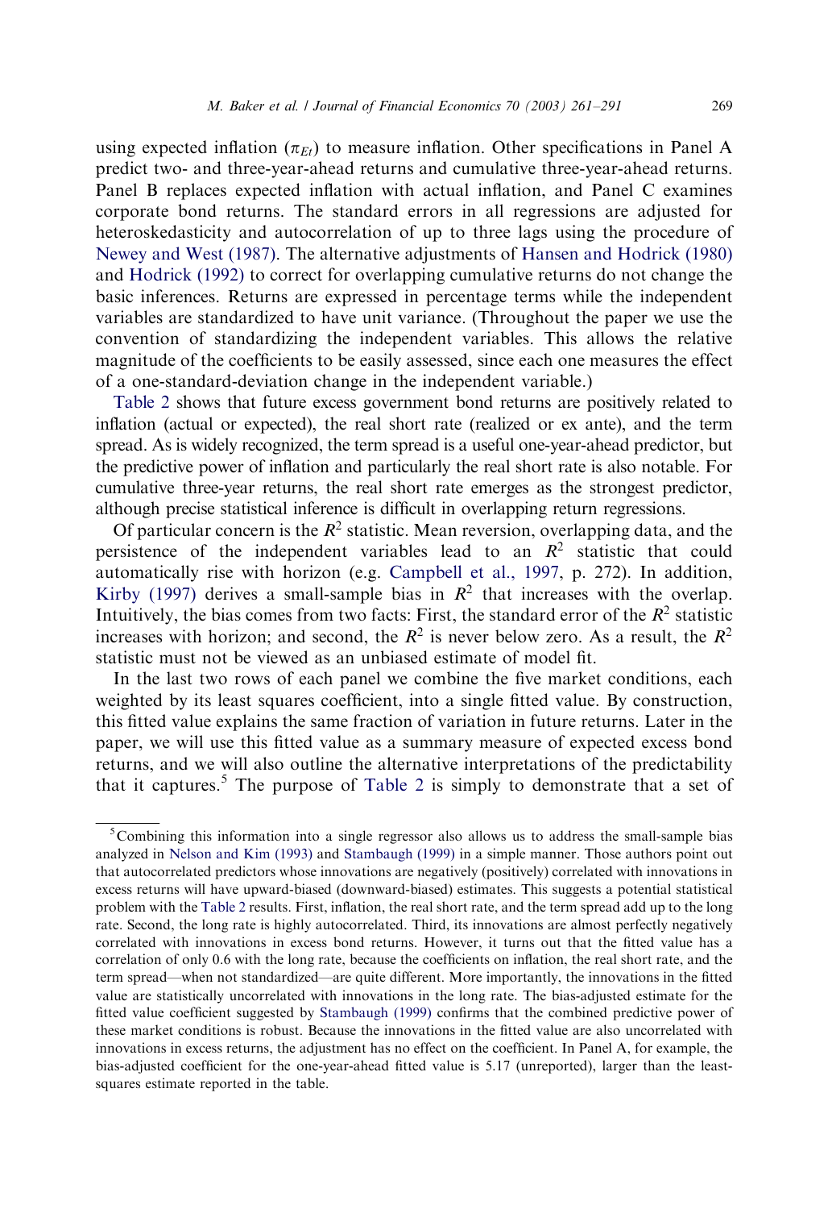using expected inflation ($\pi_{Et}$) to measure inflation. Other specifications in Panel A predict two- and three-year-ahead returns and cumulative three-year-ahead returns. Panel B replaces expected inflation with actual inflation, and Panel C examines corporate bond returns. The standard errors in all regressions are adjusted for heteroskedasticity and autocorrelation of up to three lags using the procedure of Newey and West (1987). The alternative adjustments of Hansen and Hodrick (1980) and Hodrick (1992) to correct for overlapping cumulative returns do not change the basic inferences. Returns are expressed in percentage terms while the independent variables are standardized to have unit variance. (Throughout the paper we use the convention of standardizing the independent variables. This allows the relative magnitude of the coefficients to be easily assessed, since each one measures the effect of a one-standard-deviation change in the independent variable.)

Table 2 shows that future excess government bond returns are positively related to inflation (actual or expected), the real short rate (realized or ex ante), and the term spread. As is widely recognized, the term spread is a useful one-year-ahead predictor, but the predictive power of inflation and particularly the real short rate is also notable. For cumulative three-year returns, the real short rate emerges as the strongest predictor, although precise statistical inference is difficult in overlapping return regressions.

Of particular concern is the $R^2$ statistic. Mean reversion, overlapping data, and the persistence of the independent variables lead to an $R^2$ statistic that could automatically rise with horizon (e.g. Campbell et al., 1997, p. 272). In addition, Kirby (1997) derives a small-sample bias in $R^2$ that increases with the overlap. Intuitively, the bias comes from two facts: First, the standard error of the $R^2$ statistic increases with horizon; and second, the $R^2$ is never below zero. As a result, the $R^2$ statistic must not be viewed as an unbiased estimate of model fit.

In the last two rows of each panel we combine the five market conditions, each weighted by its least squares coefficient, into a single fitted value. By construction, this fitted value explains the same fraction of variation in future returns. Later in the paper, we will use this fitted value as a summary measure of expected excess bond returns, and we will also outline the alternative interpretations of the predictability that it captures.[5] The purpose of Table 2 is simply to demonstrate that a set of

---

[5] Combining this information into a single regressor also allows us to address the small-sample bias analyzed in Nelson and Kim (1993) and Stambaugh (1999) in a simple manner. Those authors point out that autocorrelated predictors whose innovations are negatively (positively) correlated with innovations in excess returns will have upward-biased (downward-biased) estimates. This suggests a potential statistical problem with the Table 2 results. First, inflation, the real short rate, and the term spread add up to the long rate. Second, the long rate is highly autocorrelated. Third, its innovations are almost perfectly negatively correlated with innovations in excess bond returns. However, it turns out that the fitted value has a correlation of only 0.6 with the long rate, because the coefficients on inflation, the real short rate, and the term spread—when not standardized—are quite different. More importantly, the innovations in the fitted value are statistically uncorrelated with innovations in the long rate. The bias-adjusted estimate for the fitted value coefficient suggested by Stambaugh (1999) confirms that the combined predictive power of these market conditions is robust. Because the innovations in the fitted value are also uncorrelated with innovations in excess returns, the adjustment has no effect on the coefficient. In Panel A, for example, the bias-adjusted coefficient for the one-year-ahead fitted value is 5.17 (unreported), larger than the least-squares estimate reported in the table.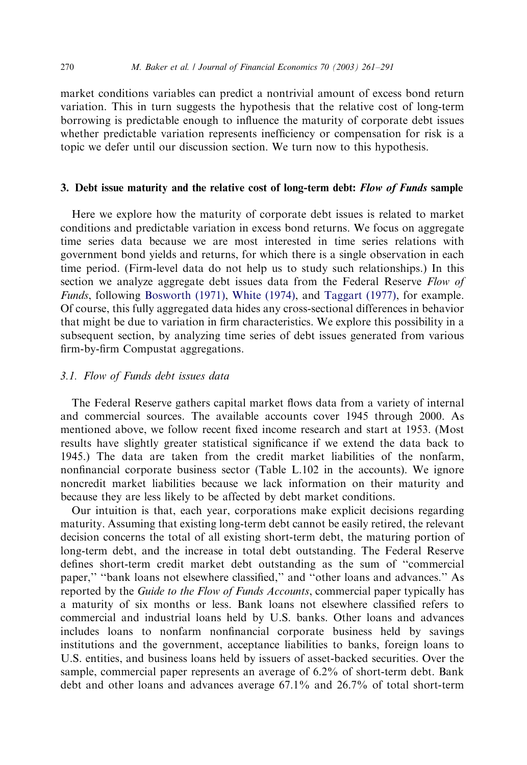market conditions variables can predict a nontrivial amount of excess bond return variation. This in turn suggests the hypothesis that the relative cost of long-term borrowing is predictable enough to influence the maturity of corporate debt issues whether predictable variation represents inefficiency or compensation for risk is a topic we defer until our discussion section. We turn now to this hypothesis.

## 3. Debt issue maturity and the relative cost of long-term debt: *Flow of Funds* sample

Here we explore how the maturity of corporate debt issues is related to market conditions and predictable variation in excess bond returns. We focus on aggregate time series data because we are most interested in time series relations with government bond yields and returns, for which there is a single observation in each time period. (Firm-level data do not help us to study such relationships.) In this section we analyze aggregate debt issues data from the Federal Reserve *Flow of Funds*, following Bosworth (1971), White (1974), and Taggart (1977), for example. Of course, this fully aggregated data hides any cross-sectional differences in behavior that might be due to variation in firm characteristics. We explore this possibility in a subsequent section, by analyzing time series of debt issues generated from various firm-by-firm Compustat aggregations.

### 3.1. *Flow of Funds debt issues data*

The Federal Reserve gathers capital market flows data from a variety of internal and commercial sources. The available accounts cover 1945 through 2000. As mentioned above, we follow recent fixed income research and start at 1953. (Most results have slightly greater statistical significance if we extend the data back to 1945.) The data are taken from the credit market liabilities of the nonfarm, nonfinancial corporate business sector (Table L.102 in the accounts). We ignore noncredit market liabilities because we lack information on their maturity and because they are less likely to be affected by debt market conditions.

Our intuition is that, each year, corporations make explicit decisions regarding maturity. Assuming that existing long-term debt cannot be easily retired, the relevant decision concerns the total of all existing short-term debt, the maturing portion of long-term debt, and the increase in total debt outstanding. The Federal Reserve defines short-term credit market debt outstanding as the sum of "commercial paper," "bank loans not elsewhere classified," and "other loans and advances." As reported by the *Guide to the Flow of Funds Accounts*, commercial paper typically has a maturity of six months or less. Bank loans not elsewhere classified refers to commercial and industrial loans held by U.S. banks. Other loans and advances includes loans to nonfarm nonfinancial corporate business held by savings institutions and the government, acceptance liabilities to banks, foreign loans to U.S. entities, and business loans held by issuers of asset-backed securities. Over the sample, commercial paper represents an average of 6.2% of short-term debt. Bank debt and other loans and advances average 67.1% and 26.7% of total short-term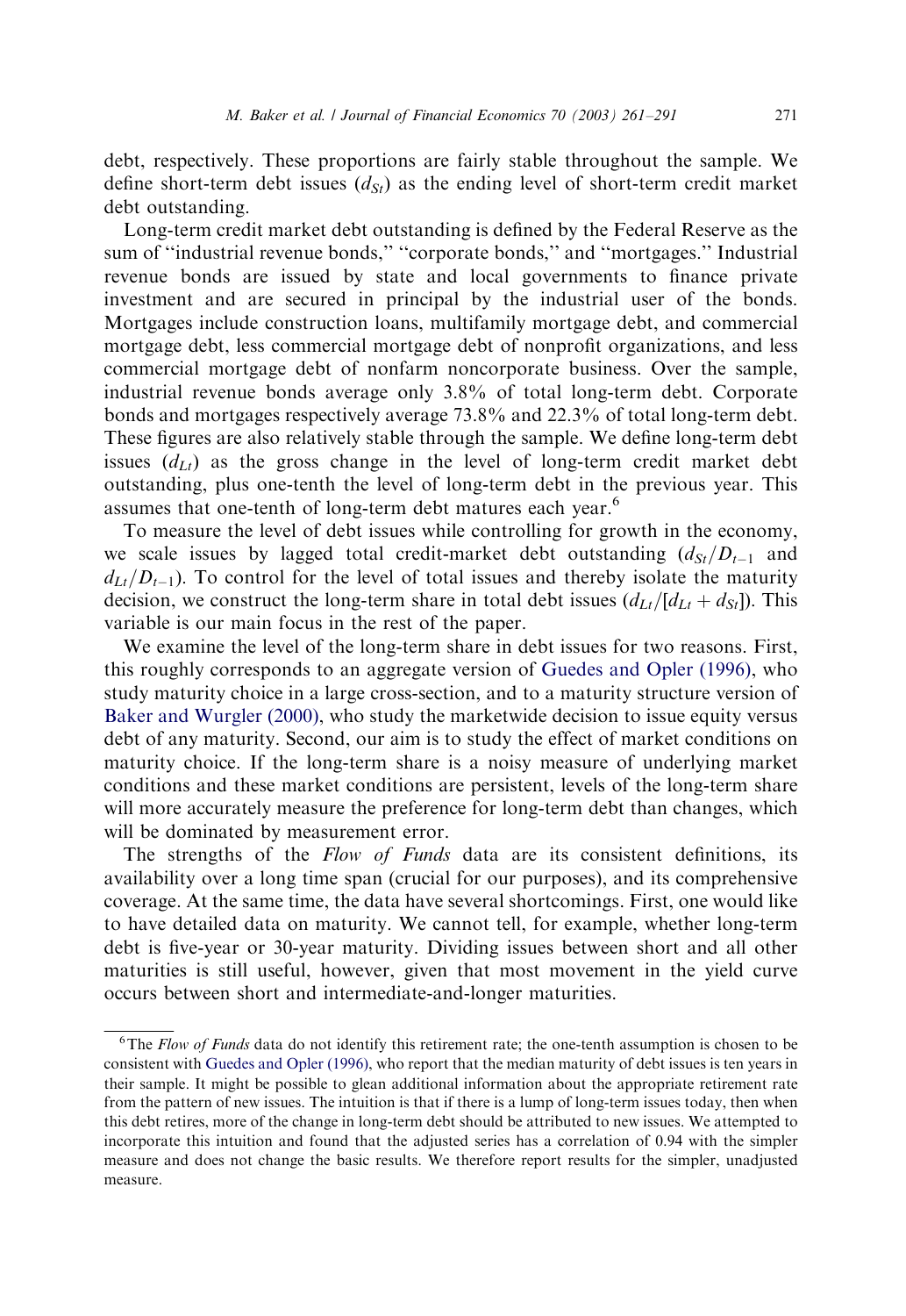debt, respectively. These proportions are fairly stable throughout the sample. We define short-term debt issues ($d_{St}$) as the ending level of short-term credit market debt outstanding.

Long-term credit market debt outstanding is defined by the Federal Reserve as the sum of "industrial revenue bonds," "corporate bonds," and "mortgages." Industrial revenue bonds are issued by state and local governments to finance private investment and are secured in principal by the industrial user of the bonds. Mortgages include construction loans, multifamily mortgage debt, and commercial mortgage debt, less commercial mortgage debt of nonprofit organizations, and less commercial mortgage debt of nonfarm noncorporate business. Over the sample, industrial revenue bonds average only 3.8% of total long-term debt. Corporate bonds and mortgages respectively average 73.8% and 22.3% of total long-term debt. These figures are also relatively stable through the sample. We define long-term debt issues ($d_{Lt}$) as the gross change in the level of long-term credit market debt outstanding, plus one-tenth the level of long-term debt in the previous year. This assumes that one-tenth of long-term debt matures each year.[6]

To measure the level of debt issues while controlling for growth in the economy, we scale issues by lagged total credit-market debt outstanding ($d_{St}/D_{t-1}$ and $d_{Lt}/D_{t-1}$). To control for the level of total issues and thereby isolate the maturity decision, we construct the long-term share in total debt issues ($d_{Lt}/[d_{Lt} + d_{St}]$). This variable is our main focus in the rest of the paper.

We examine the level of the long-term share in debt issues for two reasons. First, this roughly corresponds to an aggregate version of Guedes and Opler (1996), who study maturity choice in a large cross-section, and to a maturity structure version of Baker and Wurgler (2000), who study the marketwide decision to issue equity versus debt of any maturity. Second, our aim is to study the effect of market conditions on maturity choice. If the long-term share is a noisy measure of underlying market conditions and these market conditions are persistent, levels of the long-term share will more accurately measure the preference for long-term debt than changes, which will be dominated by measurement error.

The strengths of the *Flow of Funds* data are its consistent definitions, its availability over a long time span (crucial for our purposes), and its comprehensive coverage. At the same time, the data have several shortcomings. First, one would like to have detailed data on maturity. We cannot tell, for example, whether long-term debt is five-year or 30-year maturity. Dividing issues between short and all other maturities is still useful, however, given that most movement in the yield curve occurs between short and intermediate-and-longer maturities.

---

[6] The *Flow of Funds* data do not identify this retirement rate; the one-tenth assumption is chosen to be consistent with Guedes and Opler (1996), who report that the median maturity of debt issues is ten years in their sample. It might be possible to glean additional information about the appropriate retirement rate from the pattern of new issues. The intuition is that if there is a lump of long-term issues today, then when this debt retires, more of the change in long-term debt should be attributed to new issues. We attempted to incorporate this intuition and found that the adjusted series has a correlation of 0.94 with the simpler measure and does not change the basic results. We therefore report results for the simpler, unadjusted measure.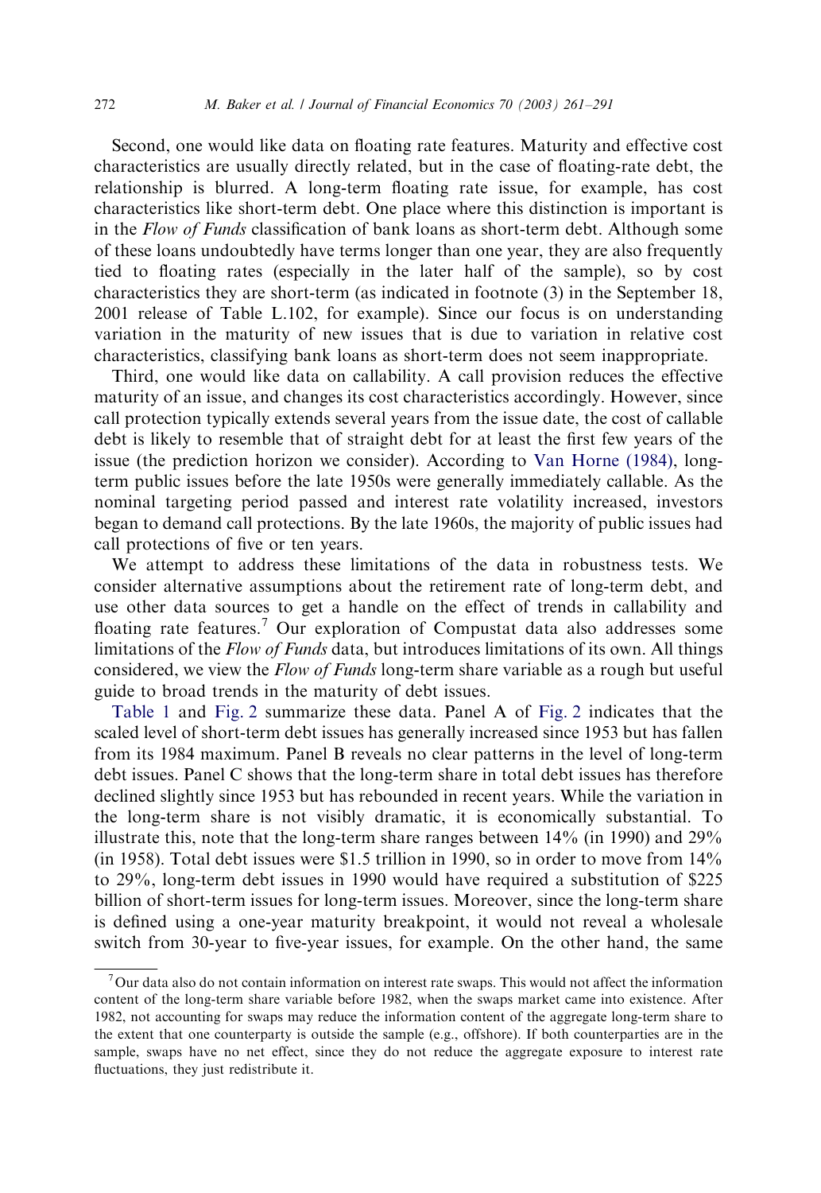Second, one would like data on floating rate features. Maturity and effective cost characteristics are usually directly related, but in the case of floating-rate debt, the relationship is blurred. A long-term floating rate issue, for example, has cost characteristics like short-term debt. One place where this distinction is important is in the *Flow of Funds* classification of bank loans as short-term debt. Although some of these loans undoubtedly have terms longer than one year, they are also frequently tied to floating rates (especially in the later half of the sample), so by cost characteristics they are short-term (as indicated in footnote (3) in the September 18, 2001 release of Table L.102, for example). Since our focus is on understanding variation in the maturity of new issues that is due to variation in relative cost characteristics, classifying bank loans as short-term does not seem inappropriate.

Third, one would like data on callability. A call provision reduces the effective maturity of an issue, and changes its cost characteristics accordingly. However, since call protection typically extends several years from the issue date, the cost of callable debt is likely to resemble that of straight debt for at least the first few years of the issue (the prediction horizon we consider). According to Van Horne (1984), long-term public issues before the late 1950s were generally immediately callable. As the nominal targeting period passed and interest rate volatility increased, investors began to demand call protections. By the late 1960s, the majority of public issues had call protections of five or ten years.

We attempt to address these limitations of the data in robustness tests. We consider alternative assumptions about the retirement rate of long-term debt, and use other data sources to get a handle on the effect of trends in callability and floating rate features.[7] Our exploration of Compustat data also addresses some limitations of the *Flow of Funds* data, but introduces limitations of its own. All things considered, we view the *Flow of Funds* long-term share variable as a rough but useful guide to broad trends in the maturity of debt issues.

Table 1 and Fig. 2 summarize these data. Panel A of Fig. 2 indicates that the scaled level of short-term debt issues has generally increased since 1953 but has fallen from its 1984 maximum. Panel B reveals no clear patterns in the level of long-term debt issues. Panel C shows that the long-term share in total debt issues has therefore declined slightly since 1953 but has rebounded in recent years. While the variation in the long-term share is not visibly dramatic, it is economically substantial. To illustrate this, note that the long-term share ranges between 14% (in 1990) and 29% (in 1958). Total debt issues were $1.5 trillion in 1990, so in order to move from 14% to 29%, long-term debt issues in 1990 would have required a substitution of $225 billion of short-term issues for long-term issues. Moreover, since the long-term share is defined using a one-year maturity breakpoint, it would not reveal a wholesale switch from 30-year to five-year issues, for example. On the other hand, the same

[7] Our data also do not contain information on interest rate swaps. This would not affect the information content of the long-term share variable before 1982, when the swaps market came into existence. After 1982, not accounting for swaps may reduce the information content of the aggregate long-term share to the extent that one counterparty is outside the sample (e.g., offshore). If both counterparties are in the sample, swaps have no net effect, since they do not reduce the aggregate exposure to interest rate fluctuations, they just redistribute it.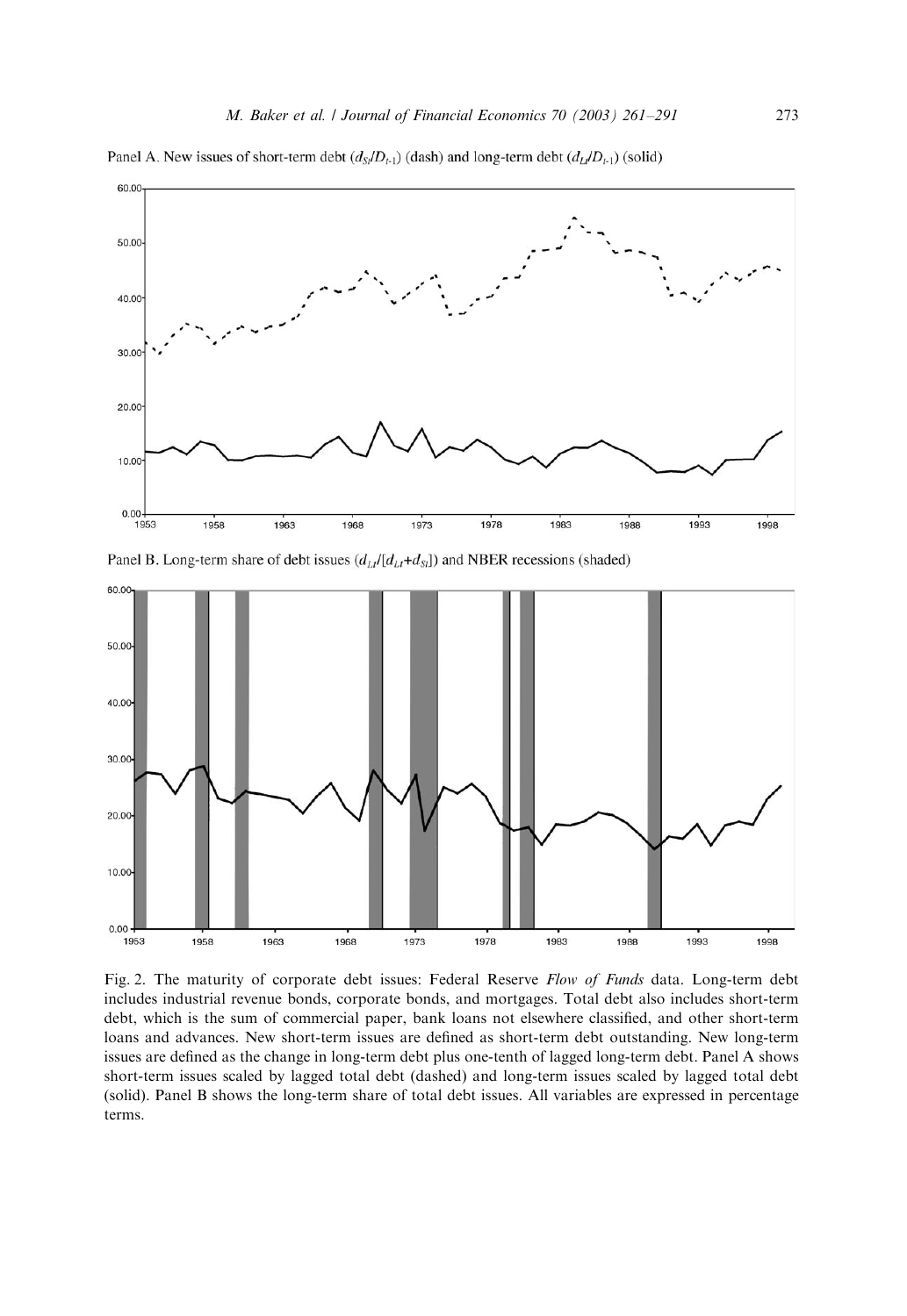Panel A. New issues of short-term debt ($d_{St}/D_{t-1}$) (dash) and long-term debt ($d_{Lt}/D_{t-1}$) (solid)

Panel B. Long-term share of debt issues ($d_{Lt}/[d_{Lt}+d_{St}]$) and NBER recessions (shaded)

Fig. 2. The maturity of corporate debt issues: Federal Reserve *Flow of Funds* data. Long-term debt includes industrial revenue bonds, corporate bonds, and mortgages. Total debt also includes short-term debt, which is the sum of commercial paper, bank loans not elsewhere classified, and other short-term loans and advances. New short-term issues are defined as short-term debt outstanding. New long-term issues are defined as the change in long-term debt plus one-tenth of lagged long-term debt. Panel A shows short-term issues scaled by lagged total debt (dashed) and long-term issues scaled by lagged total debt (solid). Panel B shows the long-term share of total debt issues. All variables are expressed in percentage terms.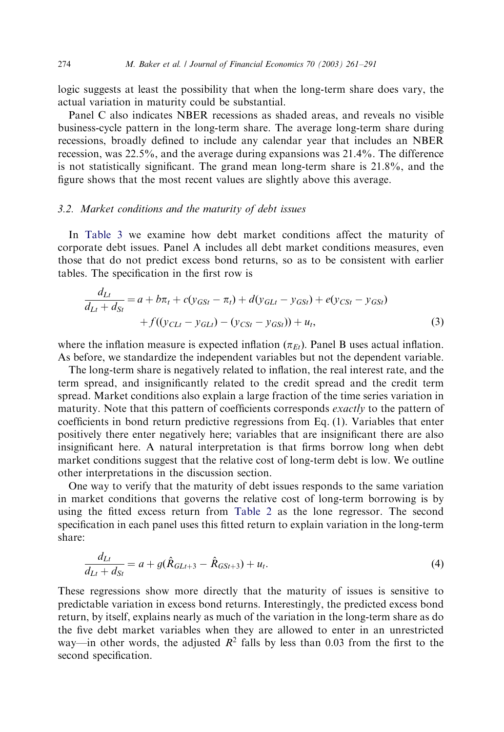logic suggests at least the possibility that when the long-term share does vary, the actual variation in maturity could be substantial.

Panel C also indicates NBER recessions as shaded areas, and reveals no visible business-cycle pattern in the long-term share. The average long-term share during recessions, broadly defined to include any calendar year that includes an NBER recession, was 22.5%, and the average during expansions was 21.4%. The difference is not statistically significant. The grand mean long-term share is 21.8%, and the figure shows that the most recent values are slightly above this average.

### 3.2. Market conditions and the maturity of debt issues

In Table 3 we examine how debt market conditions affect the maturity of corporate debt issues. Panel A includes all debt market conditions measures, even those that do not predict excess bond returns, so as to be consistent with earlier tables. The specification in the first row is

$$\frac{d_{Lt}}{d_{Lt}+d_{St}} = a + b\pi_t + c(y_{GSt} - \pi_t) + d(y_{GLt} - y_{GSt}) + e(y_{CSt} - y_{GSt}) + f((y_{CLt} - y_{GLt}) - (y_{CSt} - y_{GSt})) + u_t, \tag{3}$$

where the inflation measure is expected inflation ($\pi_{Et}$). Panel B uses actual inflation. As before, we standardize the independent variables but not the dependent variable.

The long-term share is negatively related to inflation, the real interest rate, and the term spread, and insignificantly related to the credit spread and the credit term spread. Market conditions also explain a large fraction of the time series variation in maturity. Note that this pattern of coefficients corresponds *exactly* to the pattern of coefficients in bond return predictive regressions from Eq. (1). Variables that enter positively there enter negatively here; variables that are insignificant there are also insignificant here. A natural interpretation is that firms borrow long when debt market conditions suggest that the relative cost of long-term debt is low. We outline other interpretations in the discussion section.

One way to verify that the maturity of debt issues responds to the same variation in market conditions that governs the relative cost of long-term borrowing is by using the fitted excess return from Table 2 as the lone regressor. The second specification in each panel uses this fitted return to explain variation in the long-term share:

$$\frac{d_{Lt}}{d_{Lt}+d_{St}} = a + g(\hat{R}_{GLt+3} - \hat{R}_{GSt+3}) + u_t. \tag{4}$$

These regressions show more directly that the maturity of issues is sensitive to predictable variation in excess bond returns. Interestingly, the predicted excess bond return, by itself, explains nearly as much of the variation in the long-term share as do the five debt market variables when they are allowed to enter in an unrestricted way—in other words, the adjusted $R^2$ falls by less than 0.03 from the first to the second specification.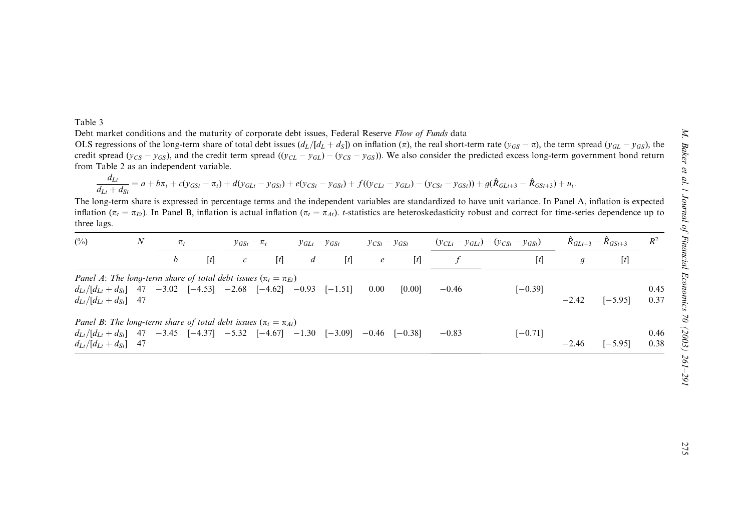Table 3

Debt market conditions and the maturity of corporate debt issues, Federal Reserve *Flow of Funds* data

OLS regressions of the long-term share of total debt issues ($d_L/[d_L + d_S]$) on inflation ($\pi$), the real short-term rate ($y_{GS} - \pi$), the term spread ($y_{GL} - y_{GS}$), the credit spread ($y_{CS} - y_{GS}$), and the credit term spread ($(y_{CL} - y_{GL}) - (y_{CS} - y_{GS})$). We also consider the predicted excess long-term government bond return from Table 2 as an independent variable.

$$\frac{d_{Lt}}{d_{Lt} + d_{St}} = a + b\pi_t + c(y_{GSt} - \pi_t) + d(y_{GLt} - y_{GSt}) + e(y_{CSt} - y_{GSt}) + f((y_{CLt} - y_{GLt}) - (y_{CSt} - y_{GSt})) + g(\hat{R}_{GLt+3} - \hat{R}_{GSt+3}) + u_t.$$

The long-term share is expressed in percentage terms and the independent variables are standardized to have unit variance. In Panel A, inflation is expected inflation ($\pi_t = \pi_{Et}$). In Panel B, inflation is actual inflation ($\pi_t = \pi_{At}$). *t*-statistics are heteroskedasticity robust and correct for time-series dependence up to three lags.

| (%) | $N$ | $\pi_t$ | | $y_{GSt} - \pi_t$ | | $y_{GLt} - y_{GSt}$ | | $y_{CSt} - y_{GSt}$ | | $(y_{CLt} - y_{GLt}) - (y_{CSt} - y_{GSt})$ | | $\hat{R}_{GLt+3} - \hat{R}_{GSt+3}$ | | $R^2$ |
|---|---|---|---|---|---|---|---|---|---|---|---|---|---|---|
| | | $b$ | [$t$] | $c$ | [$t$] | $d$ | [$t$] | $e$ | [$t$] | $f$ | [$t$] | $g$ | [$t$] | |
| *Panel A: The long-term share of total debt issues ($\pi_t = \pi_{Et}$)* | | | | | | | | | | | | | | |
| $d_{Lt}/[d_{Lt} + d_{St}]$ | 47 | −3.02 | [−4.53] | −2.68 | [−4.62] | −0.93 | [−1.51] | 0.00 | [0.00] | −0.46 | [−0.39] | | | 0.45 |
| $d_{Lt}/[d_{Lt} + d_{St}]$ | 47 | | | | | | | | | | | −2.42 | [−5.95] | 0.37 |
| *Panel B: The long-term share of total debt issues ($\pi_t = \pi_{At}$)* | | | | | | | | | | | | | | |
| $d_{Lt}/[d_{Lt} + d_{St}]$ | 47 | −3.45 | [−4.37] | −5.32 | [−4.67] | −1.30 | [−3.09] | −0.46 | [−0.38] | −0.83 | [−0.71] | | | 0.46 |
| $d_{Lt}/[d_{Lt} + d_{St}]$ | 47 | | | | | | | | | | | −2.46 | [−5.95] | 0.38 |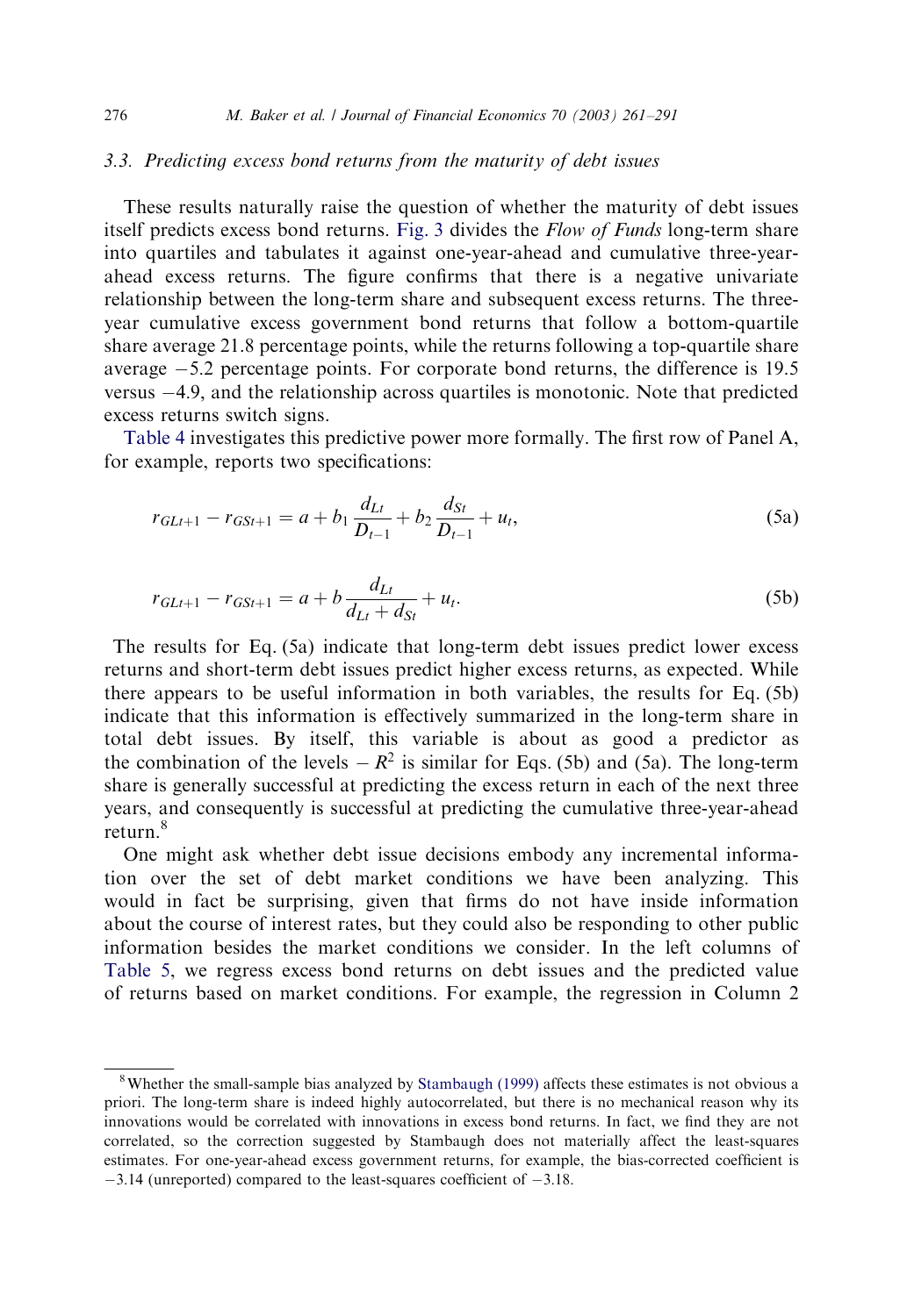### 3.3. Predicting excess bond returns from the maturity of debt issues

These results naturally raise the question of whether the maturity of debt issues itself predicts excess bond returns. Fig. 3 divides the *Flow of Funds* long-term share into quartiles and tabulates it against one-year-ahead and cumulative three-year-ahead excess returns. The figure confirms that there is a negative univariate relationship between the long-term share and subsequent excess returns. The three-year cumulative excess government bond returns that follow a bottom-quartile share average 21.8 percentage points, while the returns following a top-quartile share average −5.2 percentage points. For corporate bond returns, the difference is 19.5 versus −4.9, and the relationship across quartiles is monotonic. Note that predicted excess returns switch signs.

Table 4 investigates this predictive power more formally. The first row of Panel A, for example, reports two specifications:

$$r_{GLt+1} - r_{GSt+1} = a + b_1 \frac{d_{Lt}}{D_{t-1}} + b_2 \frac{d_{St}}{D_{t-1}} + u_t, \tag{5a}$$

$$r_{GLt+1} - r_{GSt+1} = a + b \frac{d_{Lt}}{d_{Lt} + d_{St}} + u_t. \tag{5b}$$

The results for Eq. (5a) indicate that long-term debt issues predict lower excess returns and short-term debt issues predict higher excess returns, as expected. While there appears to be useful information in both variables, the results for Eq. (5b) indicate that this information is effectively summarized in the long-term share in total debt issues. By itself, this variable is about as good a predictor as the combination of the levels – $R^2$ is similar for Eqs. (5b) and (5a). The long-term share is generally successful at predicting the excess return in each of the next three years, and consequently is successful at predicting the cumulative three-year-ahead return.[8]

One might ask whether debt issue decisions embody any incremental information over the set of debt market conditions we have been analyzing. This would in fact be surprising, given that firms do not have inside information about the course of interest rates, but they could also be responding to other public information besides the market conditions we consider. In the left columns of Table 5, we regress excess bond returns on debt issues and the predicted value of returns based on market conditions. For example, the regression in Column 2

[8] Whether the small-sample bias analyzed by Stambaugh (1999) affects these estimates is not obvious a priori. The long-term share is indeed highly autocorrelated, but there is no mechanical reason why its innovations would be correlated with innovations in excess bond returns. In fact, we find they are not correlated, so the correction suggested by Stambaugh does not materially affect the least-squares estimates. For one-year-ahead excess government returns, for example, the bias-corrected coefficient is −3.14 (unreported) compared to the least-squares coefficient of −3.18.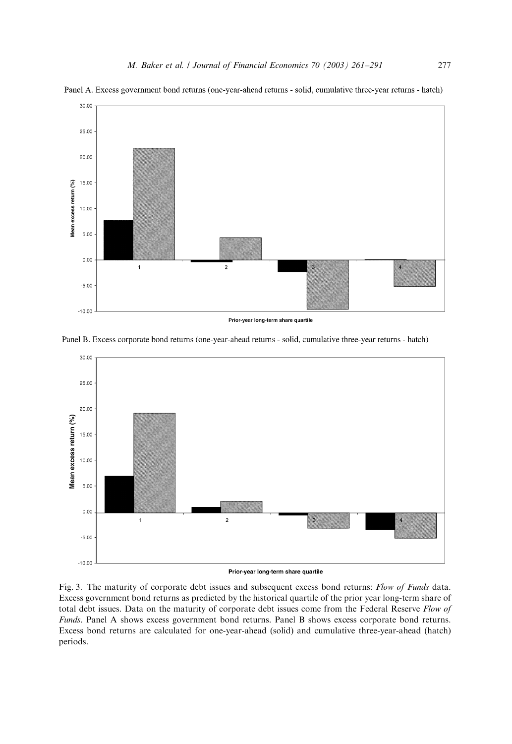Panel A. Excess government bond returns (one-year-ahead returns - solid, cumulative three-year returns - hatch)

Panel B. Excess corporate bond returns (one-year-ahead returns - solid, cumulative three-year returns - hatch)

Fig. 3. The maturity of corporate debt issues and subsequent excess bond returns: *Flow of Funds* data. Excess government bond returns as predicted by the historical quartile of the prior year long-term share of total debt issues. Data on the maturity of corporate debt issues come from the Federal Reserve *Flow of Funds*. Panel A shows excess government bond returns. Panel B shows excess corporate bond returns. Excess bond returns are calculated for one-year-ahead (solid) and cumulative three-year-ahead (hatch) periods.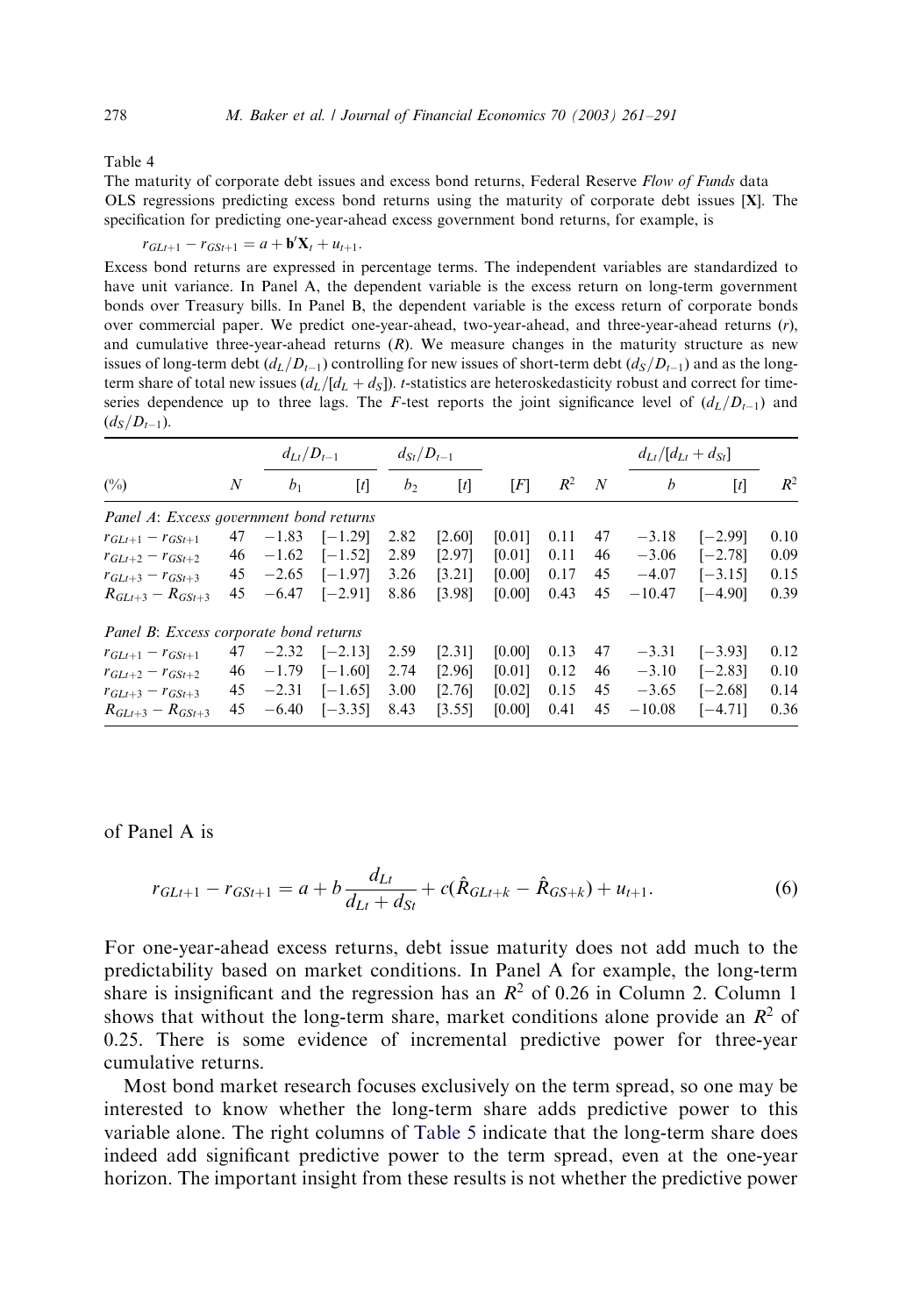Table 4

The maturity of corporate debt issues and excess bond returns, Federal Reserve *Flow of Funds* data

OLS regressions predicting excess bond returns using the maturity of corporate debt issues [**X**]. The specification for predicting one-year-ahead excess government bond returns, for example, is

$$r_{GLt+1} - r_{GSt+1} = a + \mathbf{b}'\mathbf{X}_t + u_{t+1}.$$

Excess bond returns are expressed in percentage terms. The independent variables are standardized to have unit variance. In Panel A, the dependent variable is the excess return on long-term government bonds over Treasury bills. In Panel B, the dependent variable is the excess return of corporate bonds over commercial paper. We predict one-year-ahead, two-year-ahead, and three-year-ahead returns ($r$), and cumulative three-year-ahead returns ($R$). We measure changes in the maturity structure as new issues of long-term debt ($d_L/D_{t-1}$) controlling for new issues of short-term debt ($d_S/D_{t-1}$) and as the long-term share of total new issues ($d_L/[d_L + d_S]$). $t$-statistics are heteroskedasticity robust and correct for time-series dependence up to three lags. The $F$-test reports the joint significance level of ($d_L/D_{t-1}$) and ($d_S/D_{t-1}$).

| | | $d_{Lt}/D_{t-1}$ | | $d_{St}/D_{t-1}$ | | | | | $d_{Lt}/[d_{Lt}+d_{St}]$ | | |
|---|---|---|---|---|---|---|---|---|---|---|---|
| (%) | $N$ | $b_1$ | [$t$] | $b_2$ | [$t$] | [$F$] | $R^2$ | $N$ | $b$ | [$t$] | $R^2$ |
| *Panel A: Excess government bond returns* | | | | | | | | | | | |
| $r_{GLt+1} - r_{GSt+1}$ | 47 | −1.83 | [−1.29] | 2.82 | [2.60] | [0.01] | 0.11 | 47 | −3.18 | [−2.99] | 0.10 |
| $r_{GLt+2} - r_{GSt+2}$ | 46 | −1.62 | [−1.52] | 2.89 | [2.97] | [0.01] | 0.11 | 46 | −3.06 | [−2.78] | 0.09 |
| $r_{GLt+3} - r_{GSt+3}$ | 45 | −2.65 | [−1.97] | 3.26 | [3.21] | [0.00] | 0.17 | 45 | −4.07 | [−3.15] | 0.15 |
| $R_{GLt+3} - R_{GSt+3}$ | 45 | −6.47 | [−2.91] | 8.86 | [3.98] | [0.00] | 0.43 | 45 | −10.47 | [−4.90] | 0.39 |
| *Panel B: Excess corporate bond returns* | | | | | | | | | | | |
| $r_{GLt+1} - r_{GSt+1}$ | 47 | −2.32 | [−2.13] | 2.59 | [2.31] | [0.00] | 0.13 | 47 | −3.31 | [−3.93] | 0.12 |
| $r_{GLt+2} - r_{GSt+2}$ | 46 | −1.79 | [−1.60] | 2.74 | [2.96] | [0.01] | 0.12 | 46 | −3.10 | [−2.83] | 0.10 |
| $r_{GLt+3} - r_{GSt+3}$ | 45 | −2.31 | [−1.65] | 3.00 | [2.76] | [0.02] | 0.15 | 45 | −3.65 | [−2.68] | 0.14 |
| $R_{GLt+3} - R_{GSt+3}$ | 45 | −6.40 | [−3.35] | 8.43 | [3.55] | [0.00] | 0.41 | 45 | −10.08 | [−4.71] | 0.36 |

of Panel A is

$$r_{GLt+1} - r_{GSt+1} = a + b\frac{d_{Lt}}{d_{Lt} + d_{St}} + c(\hat{R}_{GLt+k} - \hat{R}_{GS+k}) + u_{t+1}. \tag{6}$$

For one-year-ahead excess returns, debt issue maturity does not add much to the predictability based on market conditions. In Panel A for example, the long-term share is insignificant and the regression has an $R^2$ of 0.26 in Column 2. Column 1 shows that without the long-term share, market conditions alone provide an $R^2$ of 0.25. There is some evidence of incremental predictive power for three-year cumulative returns.

Most bond market research focuses exclusively on the term spread, so one may be interested to know whether the long-term share adds predictive power to this variable alone. The right columns of Table 5 indicate that the long-term share does indeed add significant predictive power to the term spread, even at the one-year horizon. The important insight from these results is not whether the predictive power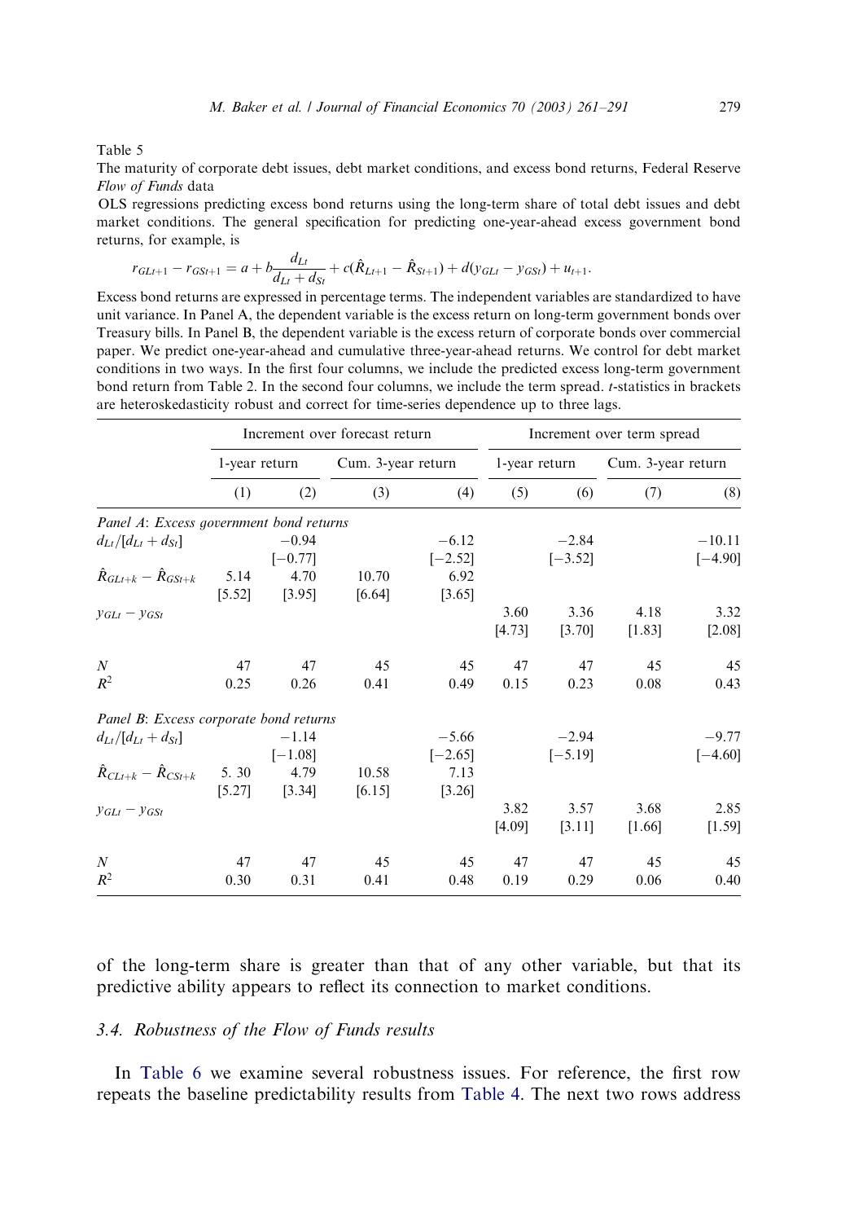Table 5

The maturity of corporate debt issues, debt market conditions, and excess bond returns, Federal Reserve *Flow of Funds* data

OLS regressions predicting excess bond returns using the long-term share of total debt issues and debt market conditions. The general specification for predicting one-year-ahead excess government bond returns, for example, is

$$r_{GLt+1} - r_{GSt+1} = a + b\frac{d_{Lt}}{d_{Lt} + d_{St}} + c(\hat{R}_{Lt+1} - \hat{R}_{St+1}) + d(y_{GLt} - y_{GSt}) + u_{t+1}.$$

Excess bond returns are expressed in percentage terms. The independent variables are standardized to have unit variance. In Panel A, the dependent variable is the excess return on long-term government bonds over Treasury bills. In Panel B, the dependent variable is the excess return of corporate bonds over commercial paper. We predict one-year-ahead and cumulative three-year-ahead returns. We control for debt market conditions in two ways. In the first four columns, we include the predicted excess long-term government bond return from Table 2. In the second four columns, we include the term spread. *t*-statistics in brackets are heteroskedasticity robust and correct for time-series dependence up to three lags.

| | Increment over forecast return | | | | Increment over term spread | | | |
|---|---|---|---|---|---|---|---|---|
| | 1-year return | | Cum. 3-year return | | 1-year return | | Cum. 3-year return | |
| | (1) | (2) | (3) | (4) | (5) | (6) | (7) | (8) |
| *Panel A: Excess government bond returns* | | | | | | | | |
| $d_{Lt}/[d_{Lt}+d_{St}]$ | | −0.94 | | −6.12 | | −2.84 | | −10.11 |
| | | [−0.77] | | [−2.52] | | [−3.52] | | [−4.90] |
| $\hat{R}_{GLt+k} - \hat{R}_{GSt+k}$ | 5.14 | 4.70 | 10.70 | 6.92 | | | | |
| | [5.52] | [3.95] | [6.64] | [3.65] | | | | |
| $y_{GLt} - y_{GSt}$ | | | | | 3.60 | 3.36 | 4.18 | 3.32 |
| | | | | | [4.73] | [3.70] | [1.83] | [2.08] |
| $N$ | 47 | 47 | 45 | 45 | 47 | 47 | 45 | 45 |
| $R^2$ | 0.25 | 0.26 | 0.41 | 0.49 | 0.15 | 0.23 | 0.08 | 0.43 |
| *Panel B: Excess corporate bond returns* | | | | | | | | |
| $d_{Lt}/[d_{Lt}+d_{St}]$ | | −1.14 | | −5.66 | | −2.94 | | −9.77 |
| | | [−1.08] | | [−2.65] | | [−5.19] | | [−4.60] |
| $\hat{R}_{CLt+k} - \hat{R}_{CSt+k}$ | 5. 30 | 4.79 | 10.58 | 7.13 | | | | |
| | [5.27] | [3.34] | [6.15] | [3.26] | | | | |
| $y_{GLt} - y_{GSt}$ | | | | | 3.82 | 3.57 | 3.68 | 2.85 |
| | | | | | [4.09] | [3.11] | [1.66] | [1.59] |
| $N$ | 47 | 47 | 45 | 45 | 47 | 47 | 45 | 45 |
| $R^2$ | 0.30 | 0.31 | 0.41 | 0.48 | 0.19 | 0.29 | 0.06 | 0.40 |

of the long-term share is greater than that of any other variable, but that its predictive ability appears to reflect its connection to market conditions.

### 3.4. Robustness of the Flow of Funds results

In Table 6 we examine several robustness issues. For reference, the first row repeats the baseline predictability results from Table 4. The next two rows address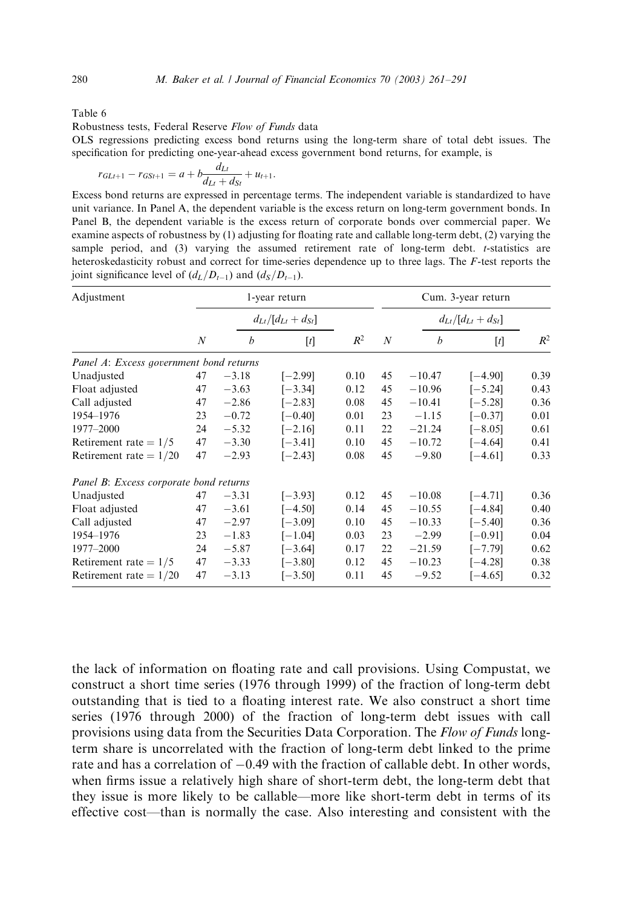Table 6

Robustness tests, Federal Reserve *Flow of Funds* data

OLS regressions predicting excess bond returns using the long-term share of total debt issues. The specification for predicting one-year-ahead excess government bond returns, for example, is

$$r_{GLt+1} - r_{GSt+1} = a + b\frac{d_{Lt}}{d_{Lt} + d_{St}} + u_{t+1}.$$

Excess bond returns are expressed in percentage terms. The independent variable is standardized to have unit variance. In Panel A, the dependent variable is the excess return on long-term government bonds. In Panel B, the dependent variable is the excess return of corporate bonds over commercial paper. We examine aspects of robustness by (1) adjusting for floating rate and callable long-term debt, (2) varying the sample period, and (3) varying the assumed retirement rate of long-term debt. $t$-statistics are heteroskedasticity robust and correct for time-series dependence up to three lags. The $F$-test reports the joint significance level of $(d_L/D_{t-1})$ and $(d_S/D_{t-1})$.

| Adjustment | 1-year return | | | | Cum. 3-year return | | | |
|---|---|---|---|---|---|---|---|---|
| | | $d_{Lt}/[d_{Lt}+d_{St}]$ | | | | $d_{Lt}/[d_{Lt}+d_{St}]$ | | |
| | $N$ | $b$ | $[t]$ | $R^2$ | $N$ | $b$ | $[t]$ | $R^2$ |
| *Panel A: Excess government bond returns* | | | | | | | | |
| Unadjusted | 47 | −3.18 | [−2.99] | 0.10 | 45 | −10.47 | [−4.90] | 0.39 |
| Float adjusted | 47 | −3.63 | [−3.34] | 0.12 | 45 | −10.96 | [−5.24] | 0.43 |
| Call adjusted | 47 | −2.86 | [−2.83] | 0.08 | 45 | −10.41 | [−5.28] | 0.36 |
| 1954–1976 | 23 | −0.72 | [−0.40] | 0.01 | 23 | −1.15 | [−0.37] | 0.01 |
| 1977–2000 | 24 | −5.32 | [−2.16] | 0.11 | 22 | −21.24 | [−8.05] | 0.61 |
| Retirement rate = 1/5 | 47 | −3.30 | [−3.41] | 0.10 | 45 | −10.72 | [−4.64] | 0.41 |
| Retirement rate = 1/20 | 47 | −2.93 | [−2.43] | 0.08 | 45 | −9.80 | [−4.61] | 0.33 |
| *Panel B: Excess corporate bond returns* | | | | | | | | |
| Unadjusted | 47 | −3.31 | [−3.93] | 0.12 | 45 | −10.08 | [−4.71] | 0.36 |
| Float adjusted | 47 | −3.61 | [−4.50] | 0.14 | 45 | −10.55 | [−4.84] | 0.40 |
| Call adjusted | 47 | −2.97 | [−3.09] | 0.10 | 45 | −10.33 | [−5.40] | 0.36 |
| 1954–1976 | 23 | −1.83 | [−1.04] | 0.03 | 23 | −2.99 | [−0.91] | 0.04 |
| 1977–2000 | 24 | −5.87 | [−3.64] | 0.17 | 22 | −21.59 | [−7.79] | 0.62 |
| Retirement rate = 1/5 | 47 | −3.33 | [−3.80] | 0.12 | 45 | −10.23 | [−4.28] | 0.38 |
| Retirement rate = 1/20 | 47 | −3.13 | [−3.50] | 0.11 | 45 | −9.52 | [−4.65] | 0.32 |

the lack of information on floating rate and call provisions. Using Compustat, we construct a short time series (1976 through 1999) of the fraction of long-term debt outstanding that is tied to a floating interest rate. We also construct a short time series (1976 through 2000) of the fraction of long-term debt issues with call provisions using data from the Securities Data Corporation. The *Flow of Funds* long-term share is uncorrelated with the fraction of long-term debt linked to the prime rate and has a correlation of −0.49 with the fraction of callable debt. In other words, when firms issue a relatively high share of short-term debt, the long-term debt that they issue is more likely to be callable—more like short-term debt in terms of its effective cost—than is normally the case. Also interesting and consistent with the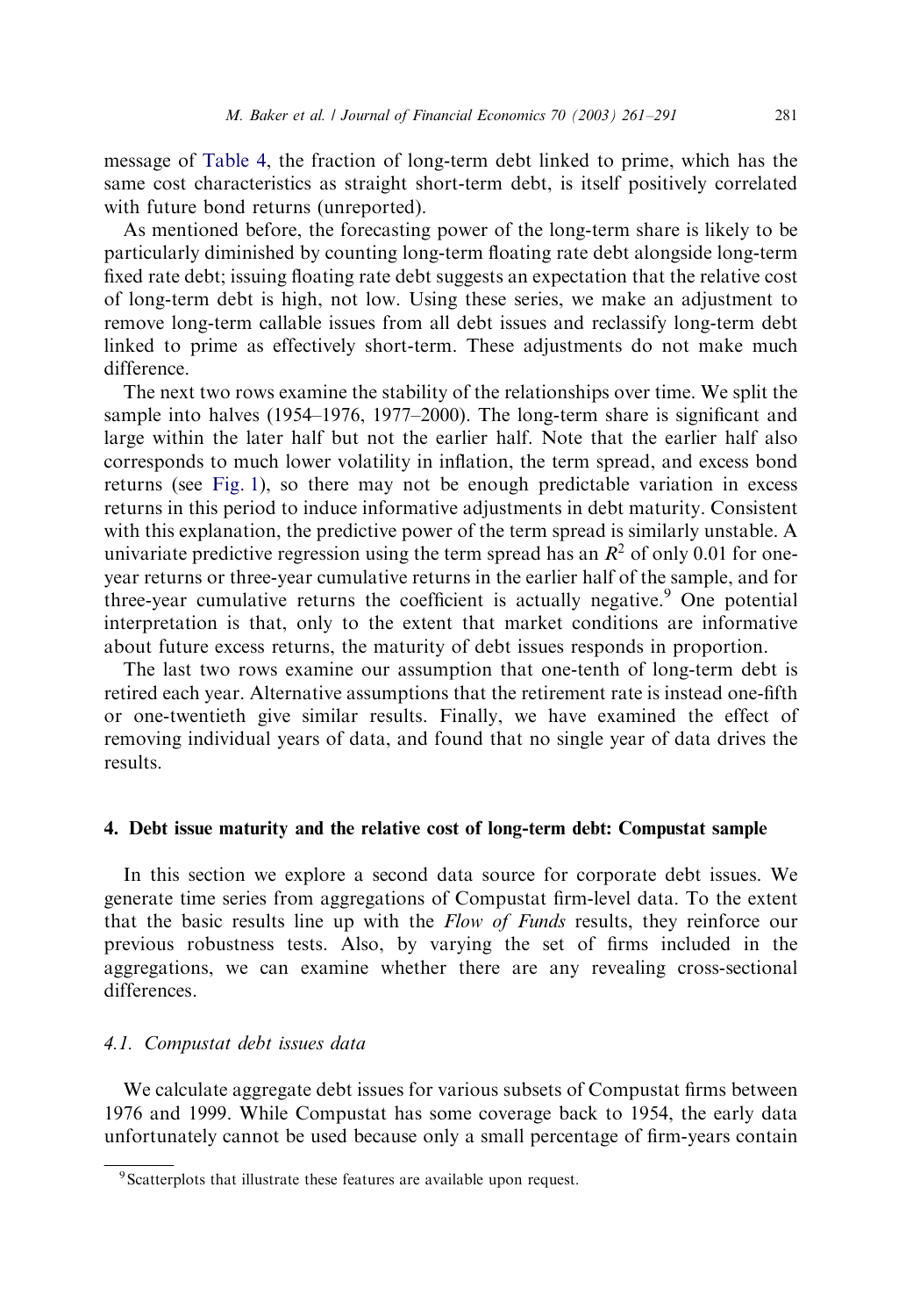message of Table 4, the fraction of long-term debt linked to prime, which has the same cost characteristics as straight short-term debt, is itself positively correlated with future bond returns (unreported).

As mentioned before, the forecasting power of the long-term share is likely to be particularly diminished by counting long-term floating rate debt alongside long-term fixed rate debt; issuing floating rate debt suggests an expectation that the relative cost of long-term debt is high, not low. Using these series, we make an adjustment to remove long-term callable issues from all debt issues and reclassify long-term debt linked to prime as effectively short-term. These adjustments do not make much difference.

The next two rows examine the stability of the relationships over time. We split the sample into halves (1954–1976, 1977–2000). The long-term share is significant and large within the later half but not the earlier half. Note that the earlier half also corresponds to much lower volatility in inflation, the term spread, and excess bond returns (see Fig. 1), so there may not be enough predictable variation in excess returns in this period to induce informative adjustments in debt maturity. Consistent with this explanation, the predictive power of the term spread is similarly unstable. A univariate predictive regression using the term spread has an $R^2$ of only 0.01 for one-year returns or three-year cumulative returns in the earlier half of the sample, and for three-year cumulative returns the coefficient is actually negative.[9] One potential interpretation is that, only to the extent that market conditions are informative about future excess returns, the maturity of debt issues responds in proportion.

The last two rows examine our assumption that one-tenth of long-term debt is retired each year. Alternative assumptions that the retirement rate is instead one-fifth or one-twentieth give similar results. Finally, we have examined the effect of removing individual years of data, and found that no single year of data drives the results.

## 4. Debt issue maturity and the relative cost of long-term debt: Compustat sample

In this section we explore a second data source for corporate debt issues. We generate time series from aggregations of Compustat firm-level data. To the extent that the basic results line up with the *Flow of Funds* results, they reinforce our previous robustness tests. Also, by varying the set of firms included in the aggregations, we can examine whether there are any revealing cross-sectional differences.

### 4.1. Compustat debt issues data

We calculate aggregate debt issues for various subsets of Compustat firms between 1976 and 1999. While Compustat has some coverage back to 1954, the early data unfortunately cannot be used because only a small percentage of firm-years contain

[9] Scatterplots that illustrate these features are available upon request.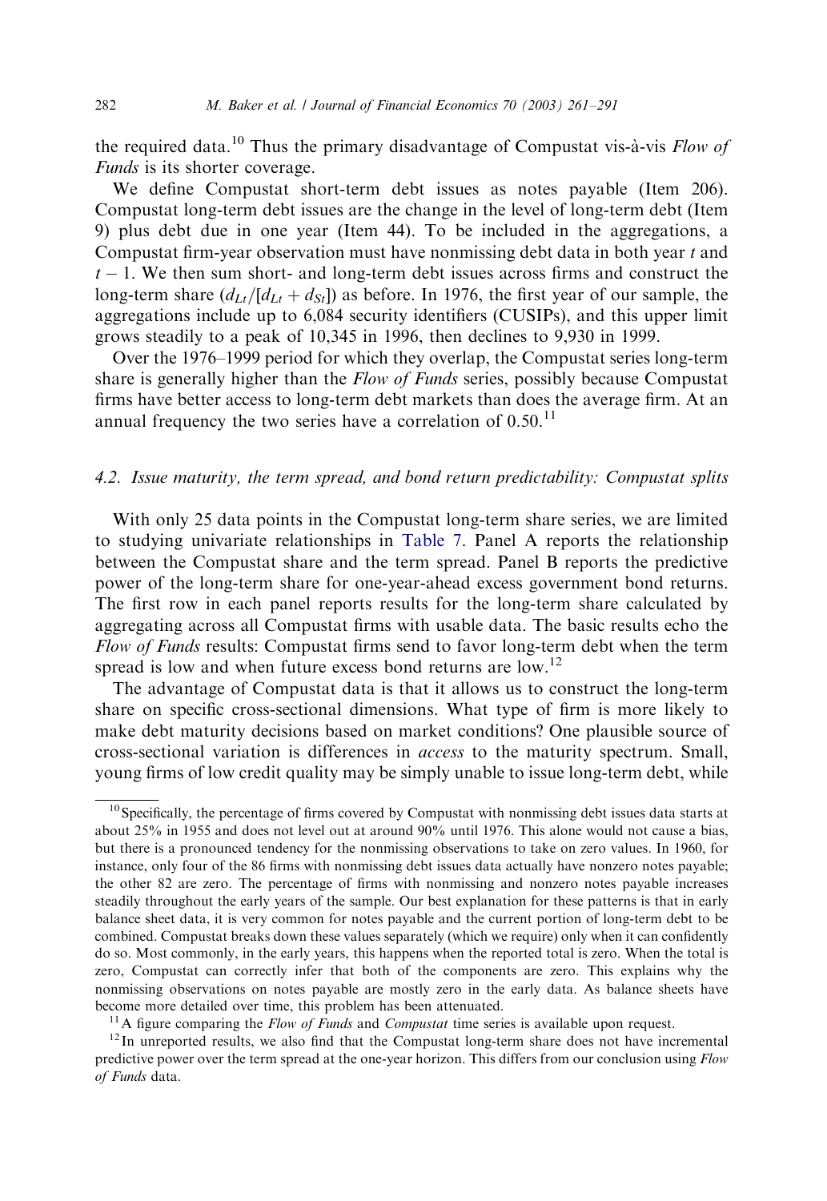the required data.[10] Thus the primary disadvantage of Compustat vis-à-vis *Flow of Funds* is its shorter coverage.

We define Compustat short-term debt issues as notes payable (Item 206). Compustat long-term debt issues are the change in the level of long-term debt (Item 9) plus debt due in one year (Item 44). To be included in the aggregations, a Compustat firm-year observation must have nonmissing debt data in both year $t$ and $t-1$. We then sum short- and long-term debt issues across firms and construct the long-term share ($d_{Lt}/[d_{Lt}+d_{St}]$) as before. In 1976, the first year of our sample, the aggregations include up to 6,084 security identifiers (CUSIPs), and this upper limit grows steadily to a peak of 10,345 in 1996, then declines to 9,930 in 1999.

Over the 1976–1999 period for which they overlap, the Compustat series long-term share is generally higher than the *Flow of Funds* series, possibly because Compustat firms have better access to long-term debt markets than does the average firm. At an annual frequency the two series have a correlation of 0.50.[11]

### 4.2. Issue maturity, the term spread, and bond return predictability: Compustat splits

With only 25 data points in the Compustat long-term share series, we are limited to studying univariate relationships in Table 7. Panel A reports the relationship between the Compustat share and the term spread. Panel B reports the predictive power of the long-term share for one-year-ahead excess government bond returns. The first row in each panel reports results for the long-term share calculated by aggregating across all Compustat firms with usable data. The basic results echo the *Flow of Funds* results: Compustat firms send to favor long-term debt when the term spread is low and when future excess bond returns are low.[12]

The advantage of Compustat data is that it allows us to construct the long-term share on specific cross-sectional dimensions. What type of firm is more likely to make debt maturity decisions based on market conditions? One plausible source of cross-sectional variation is differences in *access* to the maturity spectrum. Small, young firms of low credit quality may be simply unable to issue long-term debt, while

[10] Specifically, the percentage of firms covered by Compustat with nonmissing debt issues data starts at about 25% in 1955 and does not level out at around 90% until 1976. This alone would not cause a bias, but there is a pronounced tendency for the nonmissing observations to take on zero values. In 1960, for instance, only four of the 86 firms with nonmissing debt issues data actually have nonzero notes payable; the other 82 are zero. The percentage of firms with nonmissing and nonzero notes payable increases steadily throughout the early years of the sample. Our best explanation for these patterns is that in early balance sheet data, it is very common for notes payable and the current portion of long-term debt to be combined. Compustat breaks down these values separately (which we require) only when it can confidently do so. Most commonly, in the early years, this happens when the reported total is zero. When the total is zero, Compustat can correctly infer that both of the components are zero. This explains why the nonmissing observations on notes payable are mostly zero in the early data. As balance sheets have become more detailed over time, this problem has been attenuated.

[11] A figure comparing the *Flow of Funds* and *Compustat* time series is available upon request.

[12] In unreported results, we also find that the Compustat long-term share does not have incremental predictive power over the term spread at the one-year horizon. This differs from our conclusion using *Flow of Funds* data.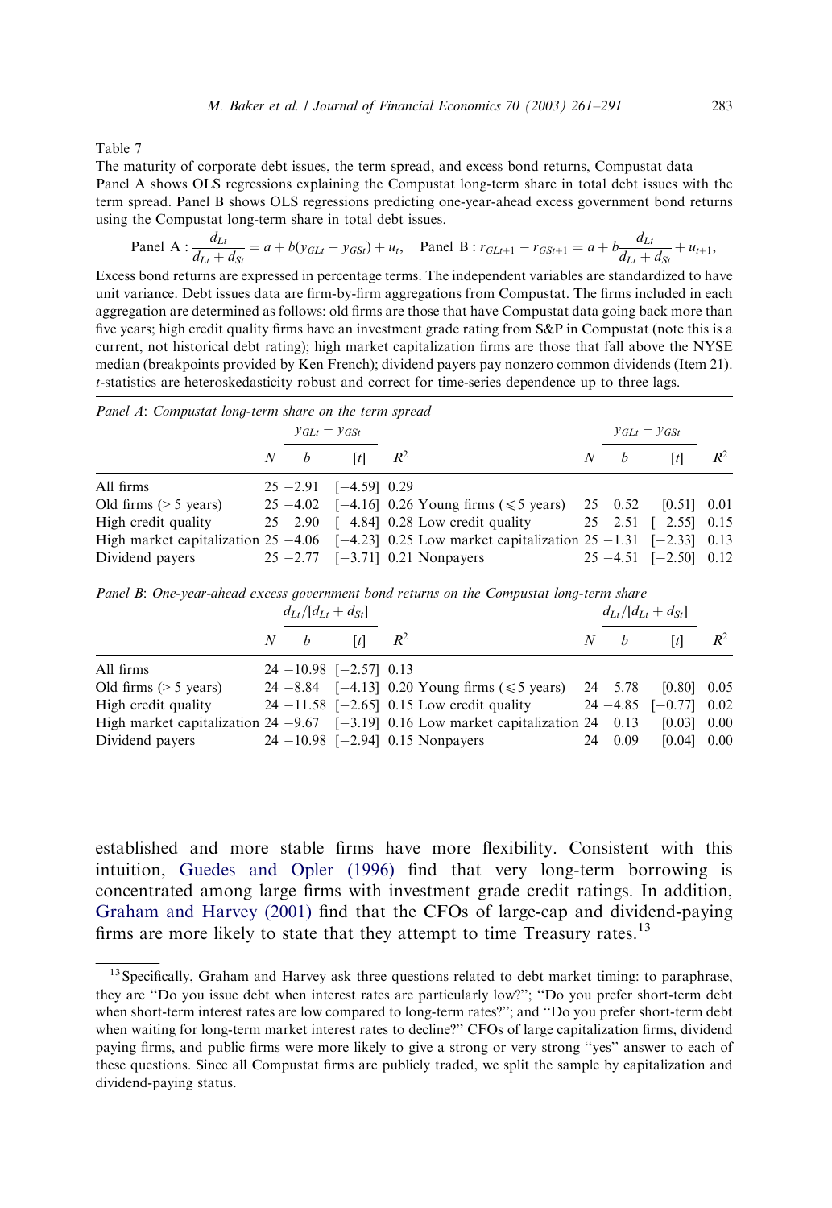Table 7

The maturity of corporate debt issues, the term spread, and excess bond returns, Compustat data

Panel A shows OLS regressions explaining the Compustat long-term share in total debt issues with the term spread. Panel B shows OLS regressions predicting one-year-ahead excess government bond returns using the Compustat long-term share in total debt issues.

$$\text{Panel A}: \frac{d_{Lt}}{d_{Lt}+d_{St}} = a + b(y_{GLt} - y_{GSt}) + u_t, \quad \text{Panel B}: r_{GLt+1} - r_{GSt+1} = a + b\frac{d_{Lt}}{d_{Lt}+d_{St}} + u_{t+1},$$

Excess bond returns are expressed in percentage terms. The independent variables are standardized to have unit variance. Debt issues data are firm-by-firm aggregations from Compustat. The firms included in each aggregation are determined as follows: old firms are those that have Compustat data going back more than five years; high credit quality firms have an investment grade rating from S&P in Compustat (note this is a current, not historical debt rating); high market capitalization firms are those that fall above the NYSE median (breakpoints provided by Ken French); dividend payers pay nonzero common dividends (Item 21). $t$-statistics are heteroskedasticity robust and correct for time-series dependence up to three lags.

*Panel A: Compustat long-term share on the term spread*

| | | $y_{GLt} - y_{GSt}$ | | | | | $y_{GLt} - y_{GSt}$ | | |
|---|---|---|---|---|---|---|---|---|---|
| | $N$ | $b$ | $[t]$ | $R^2$ | | $N$ | $b$ | $[t]$ | $R^2$ |
| All firms | 25 | −2.91 | [−4.59] | 0.29 | | | | | |
| Old firms (> 5 years) | 25 | −4.02 | [−4.16] | 0.26 | Young firms (⩽5 years) | 25 | 0.52 | [0.51] | 0.01 |
| High credit quality | 25 | −2.90 | [−4.84] | 0.28 | Low credit quality | 25 | −2.51 | [−2.55] | 0.15 |
| High market capitalization | 25 | −4.06 | [−4.23] | 0.25 | Low market capitalization | 25 | −1.31 | [−2.33] | 0.13 |
| Dividend payers | 25 | −2.77 | [−3.71] | 0.21 | Nonpayers | 25 | −4.51 | [−2.50] | 0.12 |

*Panel B: One-year-ahead excess government bond returns on the Compustat long-term share*

| | | $d_{Lt}/[d_{Lt}+d_{St}]$ | | | | | $d_{Lt}/[d_{Lt}+d_{St}]$ | | |
|---|---|---|---|---|---|---|---|---|---|
| | $N$ | $b$ | $[t]$ | $R^2$ | | $N$ | $b$ | $[t]$ | $R^2$ |
| All firms | 24 | −10.98 | [−2.57] | 0.13 | | | | | |
| Old firms (> 5 years) | 24 | −8.84 | [−4.13] | 0.20 | Young firms (⩽5 years) | 24 | 5.78 | [0.80] | 0.05 |
| High credit quality | 24 | −11.58 | [−2.65] | 0.15 | Low credit quality | 24 | −4.85 | [−0.77] | 0.02 |
| High market capitalization | 24 | −9.67 | [−3.19] | 0.16 | Low market capitalization | 24 | 0.13 | [0.03] | 0.00 |
| Dividend payers | 24 | −10.98 | [−2.94] | 0.15 | Nonpayers | 24 | 0.09 | [0.04] | 0.00 |

established and more stable firms have more flexibility. Consistent with this intuition, Guedes and Opler (1996) find that very long-term borrowing is concentrated among large firms with investment grade credit ratings. In addition, Graham and Harvey (2001) find that the CFOs of large-cap and dividend-paying firms are more likely to state that they attempt to time Treasury rates.[13]

[13] Specifically, Graham and Harvey ask three questions related to debt market timing: to paraphrase, they are "Do you issue debt when interest rates are particularly low?"; "Do you prefer short-term debt when short-term interest rates are low compared to long-term rates?"; and "Do you prefer short-term debt when waiting for long-term market interest rates to decline?" CFOs of large capitalization firms, dividend paying firms, and public firms were more likely to give a strong or very strong "yes" answer to each of these questions. Since all Compustat firms are publicly traded, we split the sample by capitalization and dividend-paying status.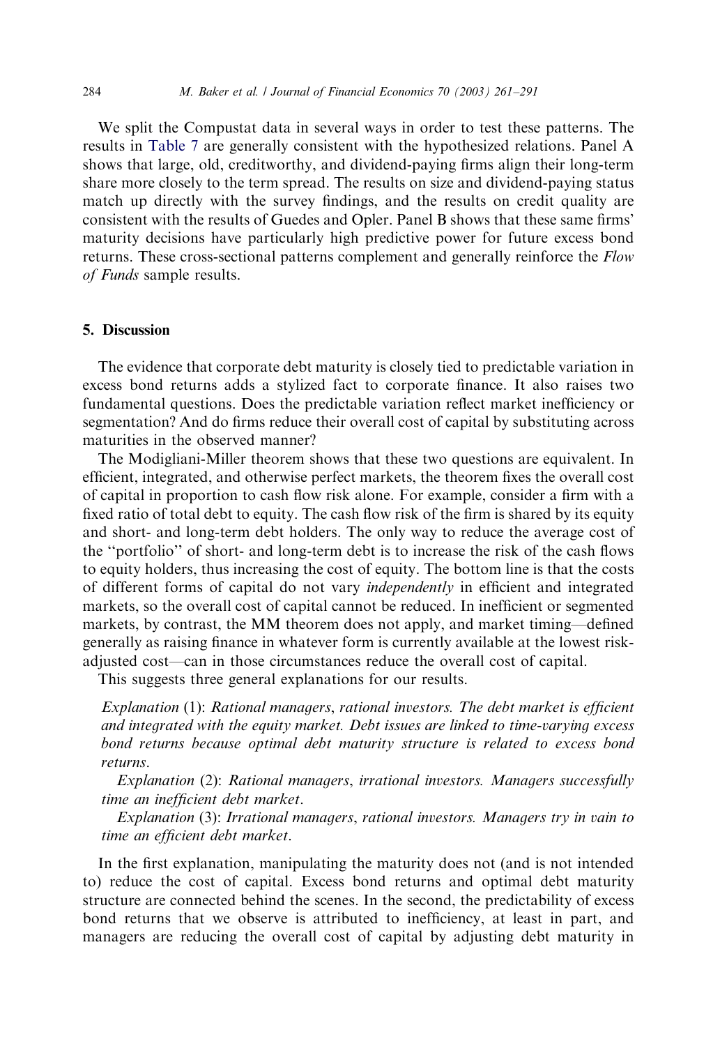We split the Compustat data in several ways in order to test these patterns. The results in Table 7 are generally consistent with the hypothesized relations. Panel A shows that large, old, creditworthy, and dividend-paying firms align their long-term share more closely to the term spread. The results on size and dividend-paying status match up directly with the survey findings, and the results on credit quality are consistent with the results of Guedes and Opler. Panel B shows that these same firms' maturity decisions have particularly high predictive power for future excess bond returns. These cross-sectional patterns complement and generally reinforce the *Flow of Funds* sample results.

## 5. Discussion

The evidence that corporate debt maturity is closely tied to predictable variation in excess bond returns adds a stylized fact to corporate finance. It also raises two fundamental questions. Does the predictable variation reflect market inefficiency or segmentation? And do firms reduce their overall cost of capital by substituting across maturities in the observed manner?

The Modigliani-Miller theorem shows that these two questions are equivalent. In efficient, integrated, and otherwise perfect markets, the theorem fixes the overall cost of capital in proportion to cash flow risk alone. For example, consider a firm with a fixed ratio of total debt to equity. The cash flow risk of the firm is shared by its equity and short- and long-term debt holders. The only way to reduce the average cost of the "portfolio" of short- and long-term debt is to increase the risk of the cash flows to equity holders, thus increasing the cost of equity. The bottom line is that the costs of different forms of capital do not vary *independently* in efficient and integrated markets, so the overall cost of capital cannot be reduced. In inefficient or segmented markets, by contrast, the MM theorem does not apply, and market timing—defined generally as raising finance in whatever form is currently available at the lowest risk-adjusted cost—can in those circumstances reduce the overall cost of capital.

This suggests three general explanations for our results.

> *Explanation* (1): *Rational managers, rational investors. The debt market is efficient and integrated with the equity market. Debt issues are linked to time-varying excess bond returns because optimal debt maturity structure is related to excess bond returns.*
>
> *Explanation* (2): *Rational managers, irrational investors. Managers successfully time an inefficient debt market.*
>
> *Explanation* (3): *Irrational managers, rational investors. Managers try in vain to time an efficient debt market.*

In the first explanation, manipulating the maturity does not (and is not intended to) reduce the cost of capital. Excess bond returns and optimal debt maturity structure are connected behind the scenes. In the second, the predictability of excess bond returns that we observe is attributed to inefficiency, at least in part, and managers are reducing the overall cost of capital by adjusting debt maturity in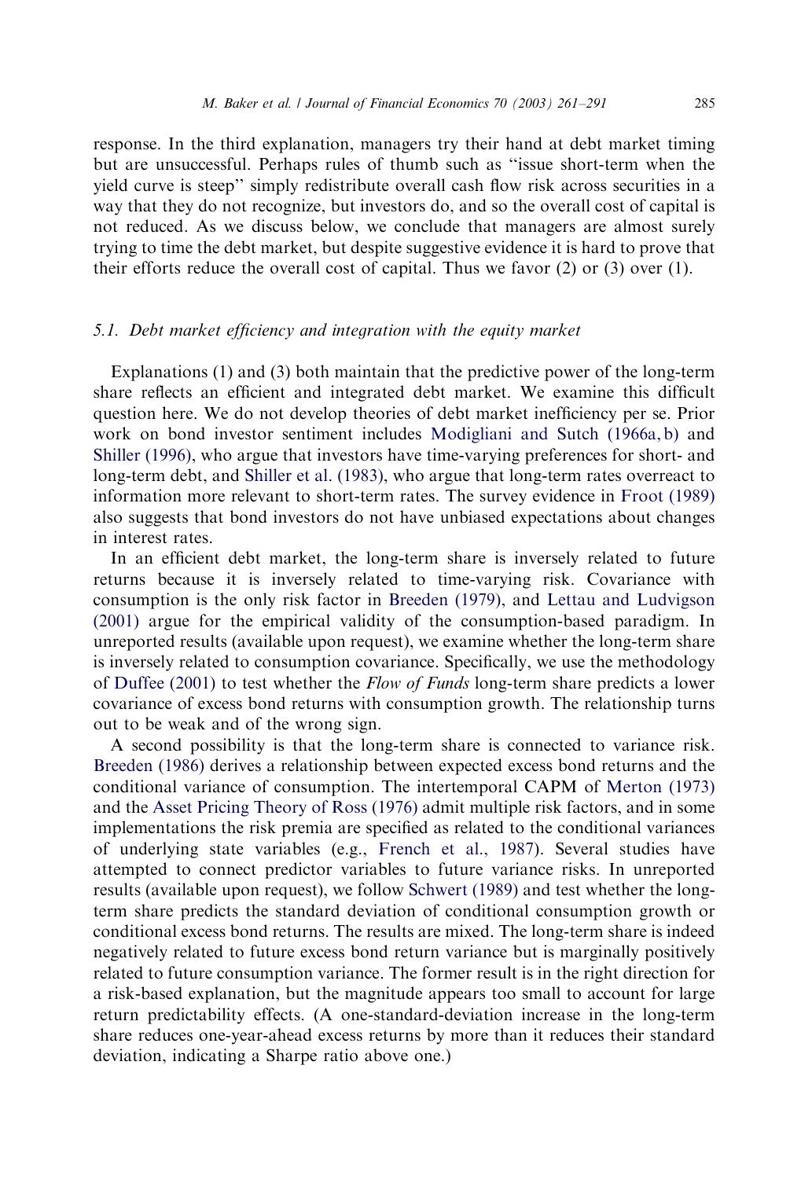response. In the third explanation, managers try their hand at debt market timing but are unsuccessful. Perhaps rules of thumb such as "issue short-term when the yield curve is steep" simply redistribute overall cash flow risk across securities in a way that they do not recognize, but investors do, and so the overall cost of capital is not reduced. As we discuss below, we conclude that managers are almost surely trying to time the debt market, but despite suggestive evidence it is hard to prove that their efforts reduce the overall cost of capital. Thus we favor (2) or (3) over (1).

### 5.1. Debt market efficiency and integration with the equity market

Explanations (1) and (3) both maintain that the predictive power of the long-term share reflects an efficient and integrated debt market. We examine this difficult question here. We do not develop theories of debt market inefficiency per se. Prior work on bond investor sentiment includes Modigliani and Sutch (1966a, b) and Shiller (1996), who argue that investors have time-varying preferences for short- and long-term debt, and Shiller et al. (1983), who argue that long-term rates overreact to information more relevant to short-term rates. The survey evidence in Froot (1989) also suggests that bond investors do not have unbiased expectations about changes in interest rates.

In an efficient debt market, the long-term share is inversely related to future returns because it is inversely related to time-varying risk. Covariance with consumption is the only risk factor in Breeden (1979), and Lettau and Ludvigson (2001) argue for the empirical validity of the consumption-based paradigm. In unreported results (available upon request), we examine whether the long-term share is inversely related to consumption covariance. Specifically, we use the methodology of Duffee (2001) to test whether the *Flow of Funds* long-term share predicts a lower covariance of excess bond returns with consumption growth. The relationship turns out to be weak and of the wrong sign.

A second possibility is that the long-term share is connected to variance risk. Breeden (1986) derives a relationship between expected excess bond returns and the conditional variance of consumption. The intertemporal CAPM of Merton (1973) and the Asset Pricing Theory of Ross (1976) admit multiple risk factors, and in some implementations the risk premia are specified as related to the conditional variances of underlying state variables (e.g., French et al., 1987). Several studies have attempted to connect predictor variables to future variance risks. In unreported results (available upon request), we follow Schwert (1989) and test whether the long-term share predicts the standard deviation of conditional consumption growth or conditional excess bond returns. The results are mixed. The long-term share is indeed negatively related to future excess bond return variance but is marginally positively related to future consumption variance. The former result is in the right direction for a risk-based explanation, but the magnitude appears too small to account for large return predictability effects. (A one-standard-deviation increase in the long-term share reduces one-year-ahead excess returns by more than it reduces their standard deviation, indicating a Sharpe ratio above one.)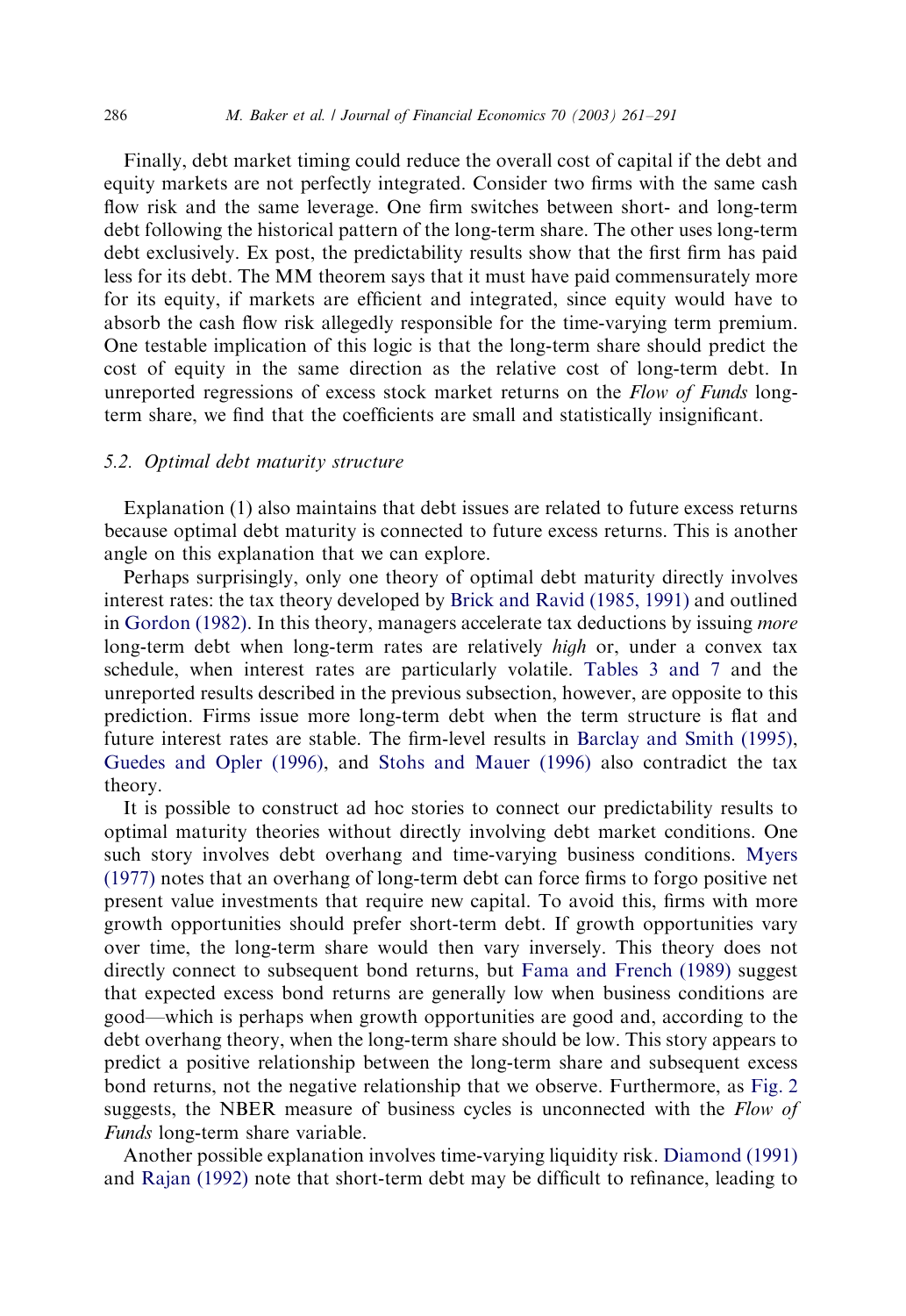Finally, debt market timing could reduce the overall cost of capital if the debt and equity markets are not perfectly integrated. Consider two firms with the same cash flow risk and the same leverage. One firm switches between short- and long-term debt following the historical pattern of the long-term share. The other uses long-term debt exclusively. Ex post, the predictability results show that the first firm has paid less for its debt. The MM theorem says that it must have paid commensurately more for its equity, if markets are efficient and integrated, since equity would have to absorb the cash flow risk allegedly responsible for the time-varying term premium. One testable implication of this logic is that the long-term share should predict the cost of equity in the same direction as the relative cost of long-term debt. In unreported regressions of excess stock market returns on the *Flow of Funds* long-term share, we find that the coefficients are small and statistically insignificant.

### 5.2. Optimal debt maturity structure

Explanation (1) also maintains that debt issues are related to future excess returns because optimal debt maturity is connected to future excess returns. This is another angle on this explanation that we can explore.

Perhaps surprisingly, only one theory of optimal debt maturity directly involves interest rates: the tax theory developed by Brick and Ravid (1985, 1991) and outlined in Gordon (1982). In this theory, managers accelerate tax deductions by issuing *more* long-term debt when long-term rates are relatively *high* or, under a convex tax schedule, when interest rates are particularly volatile. Tables 3 and 7 and the unreported results described in the previous subsection, however, are opposite to this prediction. Firms issue more long-term debt when the term structure is flat and future interest rates are stable. The firm-level results in Barclay and Smith (1995), Guedes and Opler (1996), and Stohs and Mauer (1996) also contradict the tax theory.

It is possible to construct ad hoc stories to connect our predictability results to optimal maturity theories without directly involving debt market conditions. One such story involves debt overhang and time-varying business conditions. Myers (1977) notes that an overhang of long-term debt can force firms to forgo positive net present value investments that require new capital. To avoid this, firms with more growth opportunities should prefer short-term debt. If growth opportunities vary over time, the long-term share would then vary inversely. This theory does not directly connect to subsequent bond returns, but Fama and French (1989) suggest that expected excess bond returns are generally low when business conditions are good—which is perhaps when growth opportunities are good and, according to the debt overhang theory, when the long-term share should be low. This story appears to predict a positive relationship between the long-term share and subsequent excess bond returns, not the negative relationship that we observe. Furthermore, as Fig. 2 suggests, the NBER measure of business cycles is unconnected with the *Flow of Funds* long-term share variable.

Another possible explanation involves time-varying liquidity risk. Diamond (1991) and Rajan (1992) note that short-term debt may be difficult to refinance, leading to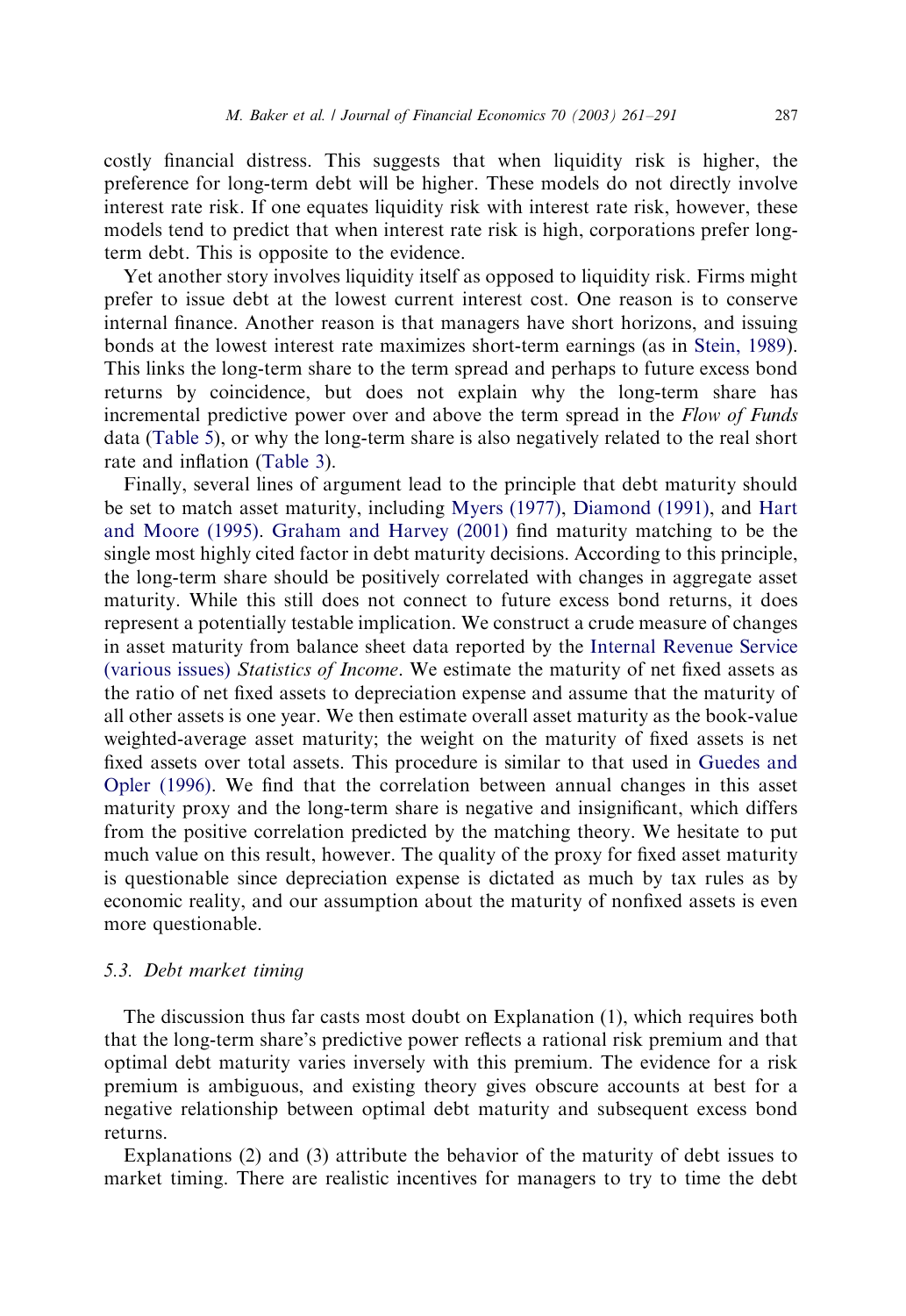costly financial distress. This suggests that when liquidity risk is higher, the preference for long-term debt will be higher. These models do not directly involve interest rate risk. If one equates liquidity risk with interest rate risk, however, these models tend to predict that when interest rate risk is high, corporations prefer long-term debt. This is opposite to the evidence.

Yet another story involves liquidity itself as opposed to liquidity risk. Firms might prefer to issue debt at the lowest current interest cost. One reason is to conserve internal finance. Another reason is that managers have short horizons, and issuing bonds at the lowest interest rate maximizes short-term earnings (as in Stein, 1989). This links the long-term share to the term spread and perhaps to future excess bond returns by coincidence, but does not explain why the long-term share has incremental predictive power over and above the term spread in the *Flow of Funds* data (Table 5), or why the long-term share is also negatively related to the real short rate and inflation (Table 3).

Finally, several lines of argument lead to the principle that debt maturity should be set to match asset maturity, including Myers (1977), Diamond (1991), and Hart and Moore (1995). Graham and Harvey (2001) find maturity matching to be the single most highly cited factor in debt maturity decisions. According to this principle, the long-term share should be positively correlated with changes in aggregate asset maturity. While this still does not connect to future excess bond returns, it does represent a potentially testable implication. We construct a crude measure of changes in asset maturity from balance sheet data reported by the Internal Revenue Service (various issues) *Statistics of Income*. We estimate the maturity of net fixed assets as the ratio of net fixed assets to depreciation expense and assume that the maturity of all other assets is one year. We then estimate overall asset maturity as the book-value weighted-average asset maturity; the weight on the maturity of fixed assets is net fixed assets over total assets. This procedure is similar to that used in Guedes and Opler (1996). We find that the correlation between annual changes in this asset maturity proxy and the long-term share is negative and insignificant, which differs from the positive correlation predicted by the matching theory. We hesitate to put much value on this result, however. The quality of the proxy for fixed asset maturity is questionable since depreciation expense is dictated as much by tax rules as by economic reality, and our assumption about the maturity of nonfixed assets is even more questionable.

### 5.3. Debt market timing

The discussion thus far casts most doubt on Explanation (1), which requires both that the long-term share's predictive power reflects a rational risk premium and that optimal debt maturity varies inversely with this premium. The evidence for a risk premium is ambiguous, and existing theory gives obscure accounts at best for a negative relationship between optimal debt maturity and subsequent excess bond returns.

Explanations (2) and (3) attribute the behavior of the maturity of debt issues to market timing. There are realistic incentives for managers to try to time the debt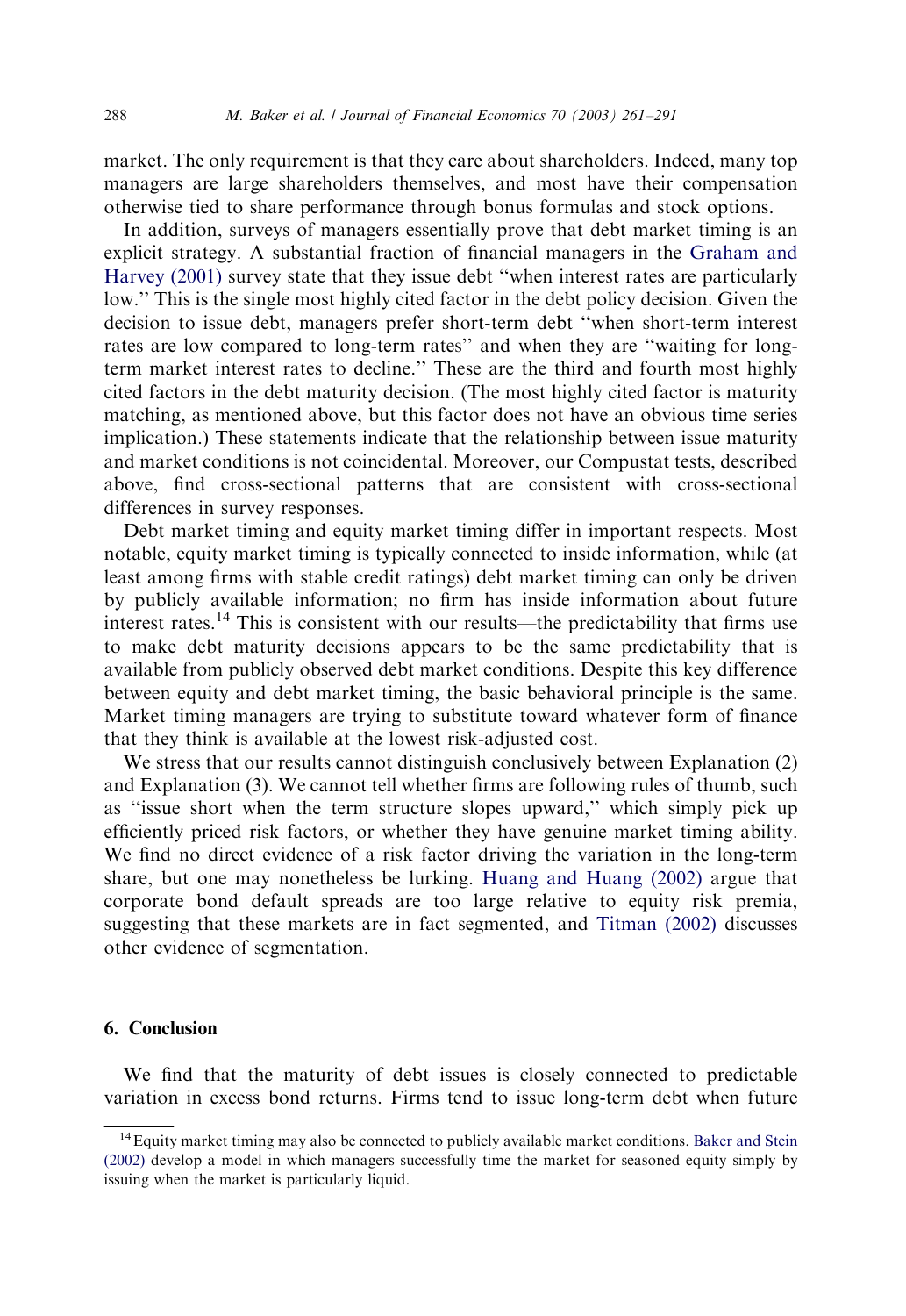market. The only requirement is that they care about shareholders. Indeed, many top managers are large shareholders themselves, and most have their compensation otherwise tied to share performance through bonus formulas and stock options.

In addition, surveys of managers essentially prove that debt market timing is an explicit strategy. A substantial fraction of financial managers in the Graham and Harvey (2001) survey state that they issue debt "when interest rates are particularly low." This is the single most highly cited factor in the debt policy decision. Given the decision to issue debt, managers prefer short-term debt "when short-term interest rates are low compared to long-term rates" and when they are "waiting for long-term market interest rates to decline." These are the third and fourth most highly cited factors in the debt maturity decision. (The most highly cited factor is maturity matching, as mentioned above, but this factor does not have an obvious time series implication.) These statements indicate that the relationship between issue maturity and market conditions is not coincidental. Moreover, our Compustat tests, described above, find cross-sectional patterns that are consistent with cross-sectional differences in survey responses.

Debt market timing and equity market timing differ in important respects. Most notable, equity market timing is typically connected to inside information, while (at least among firms with stable credit ratings) debt market timing can only be driven by publicly available information; no firm has inside information about future interest rates.[14] This is consistent with our results—the predictability that firms use to make debt maturity decisions appears to be the same predictability that is available from publicly observed debt market conditions. Despite this key difference between equity and debt market timing, the basic behavioral principle is the same. Market timing managers are trying to substitute toward whatever form of finance that they think is available at the lowest risk-adjusted cost.

We stress that our results cannot distinguish conclusively between Explanation (2) and Explanation (3). We cannot tell whether firms are following rules of thumb, such as "issue short when the term structure slopes upward," which simply pick up efficiently priced risk factors, or whether they have genuine market timing ability. We find no direct evidence of a risk factor driving the variation in the long-term share, but one may nonetheless be lurking. Huang and Huang (2002) argue that corporate bond default spreads are too large relative to equity risk premia, suggesting that these markets are in fact segmented, and Titman (2002) discusses other evidence of segmentation.

## 6. Conclusion

We find that the maturity of debt issues is closely connected to predictable variation in excess bond returns. Firms tend to issue long-term debt when future

[14] Equity market timing may also be connected to publicly available market conditions. Baker and Stein (2002) develop a model in which managers successfully time the market for seasoned equity simply by issuing when the market is particularly liquid.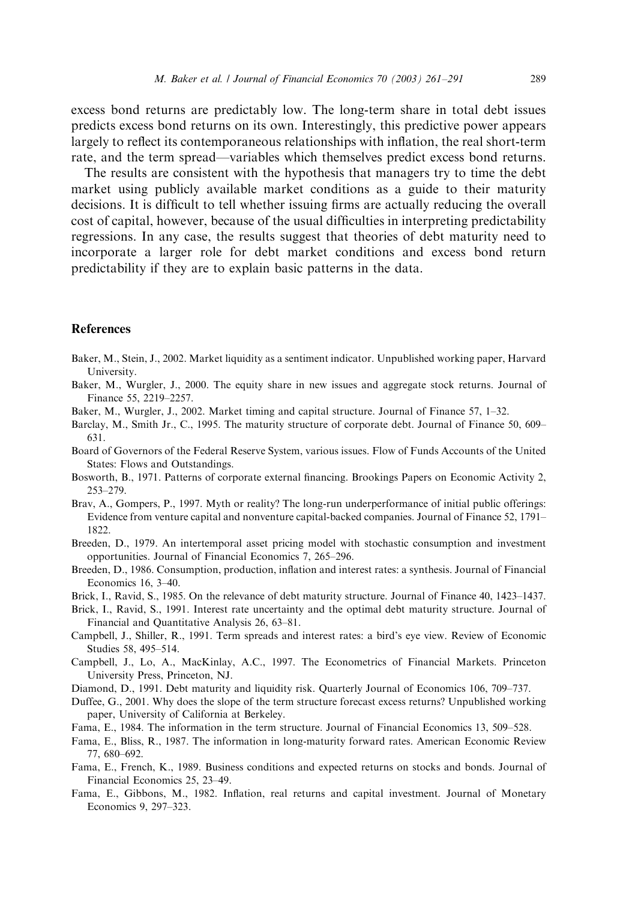excess bond returns are predictably low. The long-term share in total debt issues predicts excess bond returns on its own. Interestingly, this predictive power appears largely to reflect its contemporaneous relationships with inflation, the real short-term rate, and the term spread—variables which themselves predict excess bond returns.

The results are consistent with the hypothesis that managers try to time the debt market using publicly available market conditions as a guide to their maturity decisions. It is difficult to tell whether issuing firms are actually reducing the overall cost of capital, however, because of the usual difficulties in interpreting predictability regressions. In any case, the results suggest that theories of debt maturity need to incorporate a larger role for debt market conditions and excess bond return predictability if they are to explain basic patterns in the data.

## References

Baker, M., Stein, J., 2002. Market liquidity as a sentiment indicator. Unpublished working paper, Harvard University.

Baker, M., Wurgler, J., 2000. The equity share in new issues and aggregate stock returns. Journal of Finance 55, 2219–2257.

Baker, M., Wurgler, J., 2002. Market timing and capital structure. Journal of Finance 57, 1–32.

Barclay, M., Smith Jr., C., 1995. The maturity structure of corporate debt. Journal of Finance 50, 609–631.

Board of Governors of the Federal Reserve System, various issues. Flow of Funds Accounts of the United States: Flows and Outstandings.

Bosworth, B., 1971. Patterns of corporate external financing. Brookings Papers on Economic Activity 2, 253–279.

Brav, A., Gompers, P., 1997. Myth or reality? The long-run underperformance of initial public offerings: Evidence from venture capital and nonventure capital-backed companies. Journal of Finance 52, 1791–1822.

Breeden, D., 1979. An intertemporal asset pricing model with stochastic consumption and investment opportunities. Journal of Financial Economics 7, 265–296.

Breeden, D., 1986. Consumption, production, inflation and interest rates: a synthesis. Journal of Financial Economics 16, 3–40.

Brick, I., Ravid, S., 1985. On the relevance of debt maturity structure. Journal of Finance 40, 1423–1437.

Brick, I., Ravid, S., 1991. Interest rate uncertainty and the optimal debt maturity structure. Journal of Financial and Quantitative Analysis 26, 63–81.

Campbell, J., Shiller, R., 1991. Term spreads and interest rates: a bird's eye view. Review of Economic Studies 58, 495–514.

Campbell, J., Lo, A., MacKinlay, A.C., 1997. The Econometrics of Financial Markets. Princeton University Press, Princeton, NJ.

Diamond, D., 1991. Debt maturity and liquidity risk. Quarterly Journal of Economics 106, 709–737.

Duffee, G., 2001. Why does the slope of the term structure forecast excess returns? Unpublished working paper, University of California at Berkeley.

Fama, E., 1984. The information in the term structure. Journal of Financial Economics 13, 509–528.

Fama, E., Bliss, R., 1987. The information in long-maturity forward rates. American Economic Review 77, 680–692.

Fama, E., French, K., 1989. Business conditions and expected returns on stocks and bonds. Journal of Financial Economics 25, 23–49.

Fama, E., Gibbons, M., 1982. Inflation, real returns and capital investment. Journal of Monetary Economics 9, 297–323.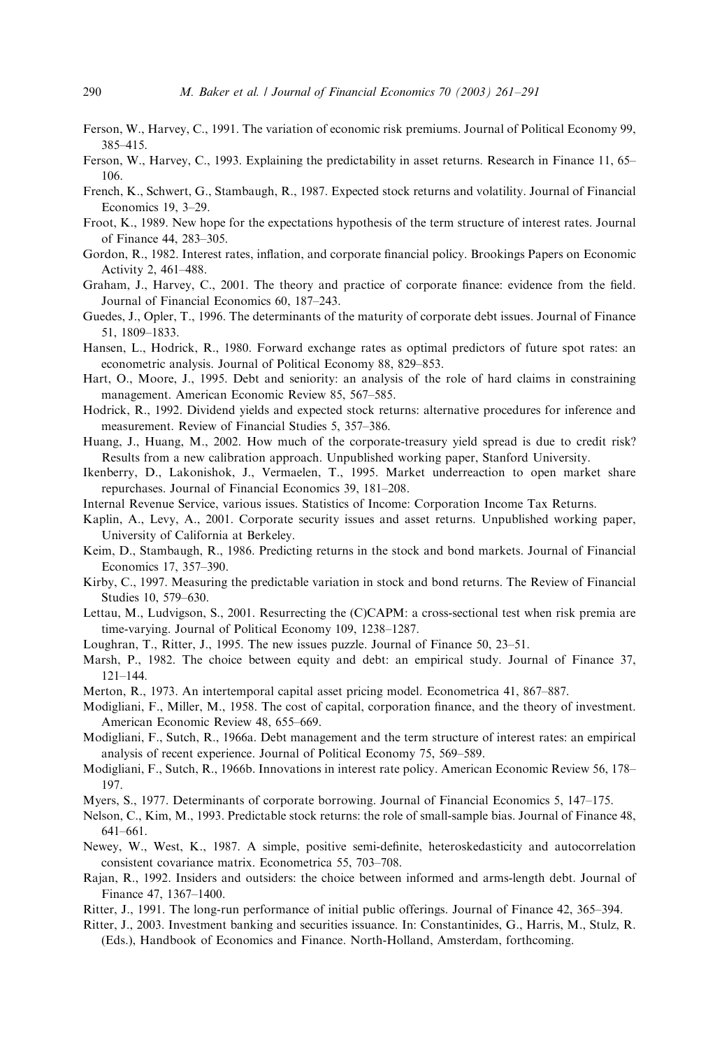Ferson, W., Harvey, C., 1991. The variation of economic risk premiums. Journal of Political Economy 99, 385–415.

Ferson, W., Harvey, C., 1993. Explaining the predictability in asset returns. Research in Finance 11, 65–106.

French, K., Schwert, G., Stambaugh, R., 1987. Expected stock returns and volatility. Journal of Financial Economics 19, 3–29.

Froot, K., 1989. New hope for the expectations hypothesis of the term structure of interest rates. Journal of Finance 44, 283–305.

Gordon, R., 1982. Interest rates, inflation, and corporate financial policy. Brookings Papers on Economic Activity 2, 461–488.

Graham, J., Harvey, C., 2001. The theory and practice of corporate finance: evidence from the field. Journal of Financial Economics 60, 187–243.

Guedes, J., Opler, T., 1996. The determinants of the maturity of corporate debt issues. Journal of Finance 51, 1809–1833.

Hansen, L., Hodrick, R., 1980. Forward exchange rates as optimal predictors of future spot rates: an econometric analysis. Journal of Political Economy 88, 829–853.

Hart, O., Moore, J., 1995. Debt and seniority: an analysis of the role of hard claims in constraining management. American Economic Review 85, 567–585.

Hodrick, R., 1992. Dividend yields and expected stock returns: alternative procedures for inference and measurement. Review of Financial Studies 5, 357–386.

Huang, J., Huang, M., 2002. How much of the corporate-treasury yield spread is due to credit risk? Results from a new calibration approach. Unpublished working paper, Stanford University.

Ikenberry, D., Lakonishok, J., Vermaelen, T., 1995. Market underreaction to open market share repurchases. Journal of Financial Economics 39, 181–208.

Internal Revenue Service, various issues. Statistics of Income: Corporation Income Tax Returns.

Kaplin, A., Levy, A., 2001. Corporate security issues and asset returns. Unpublished working paper, University of California at Berkeley.

Keim, D., Stambaugh, R., 1986. Predicting returns in the stock and bond markets. Journal of Financial Economics 17, 357–390.

Kirby, C., 1997. Measuring the predictable variation in stock and bond returns. The Review of Financial Studies 10, 579–630.

Lettau, M., Ludvigson, S., 2001. Resurrecting the (C)CAPM: a cross-sectional test when risk premia are time-varying. Journal of Political Economy 109, 1238–1287.

Loughran, T., Ritter, J., 1995. The new issues puzzle. Journal of Finance 50, 23–51.

Marsh, P., 1982. The choice between equity and debt: an empirical study. Journal of Finance 37, 121–144.

Merton, R., 1973. An intertemporal capital asset pricing model. Econometrica 41, 867–887.

Modigliani, F., Miller, M., 1958. The cost of capital, corporation finance, and the theory of investment. American Economic Review 48, 655–669.

Modigliani, F., Sutch, R., 1966a. Debt management and the term structure of interest rates: an empirical analysis of recent experience. Journal of Political Economy 75, 569–589.

Modigliani, F., Sutch, R., 1966b. Innovations in interest rate policy. American Economic Review 56, 178–197.

Myers, S., 1977. Determinants of corporate borrowing. Journal of Financial Economics 5, 147–175.

Nelson, C., Kim, M., 1993. Predictable stock returns: the role of small-sample bias. Journal of Finance 48, 641–661.

Newey, W., West, K., 1987. A simple, positive semi-definite, heteroskedasticity and autocorrelation consistent covariance matrix. Econometrica 55, 703–708.

Rajan, R., 1992. Insiders and outsiders: the choice between informed and arms-length debt. Journal of Finance 47, 1367–1400.

Ritter, J., 1991. The long-run performance of initial public offerings. Journal of Finance 42, 365–394.

Ritter, J., 2003. Investment banking and securities issuance. In: Constantinides, G., Harris, M., Stulz, R. (Eds.), Handbook of Economics and Finance. North-Holland, Amsterdam, forthcoming.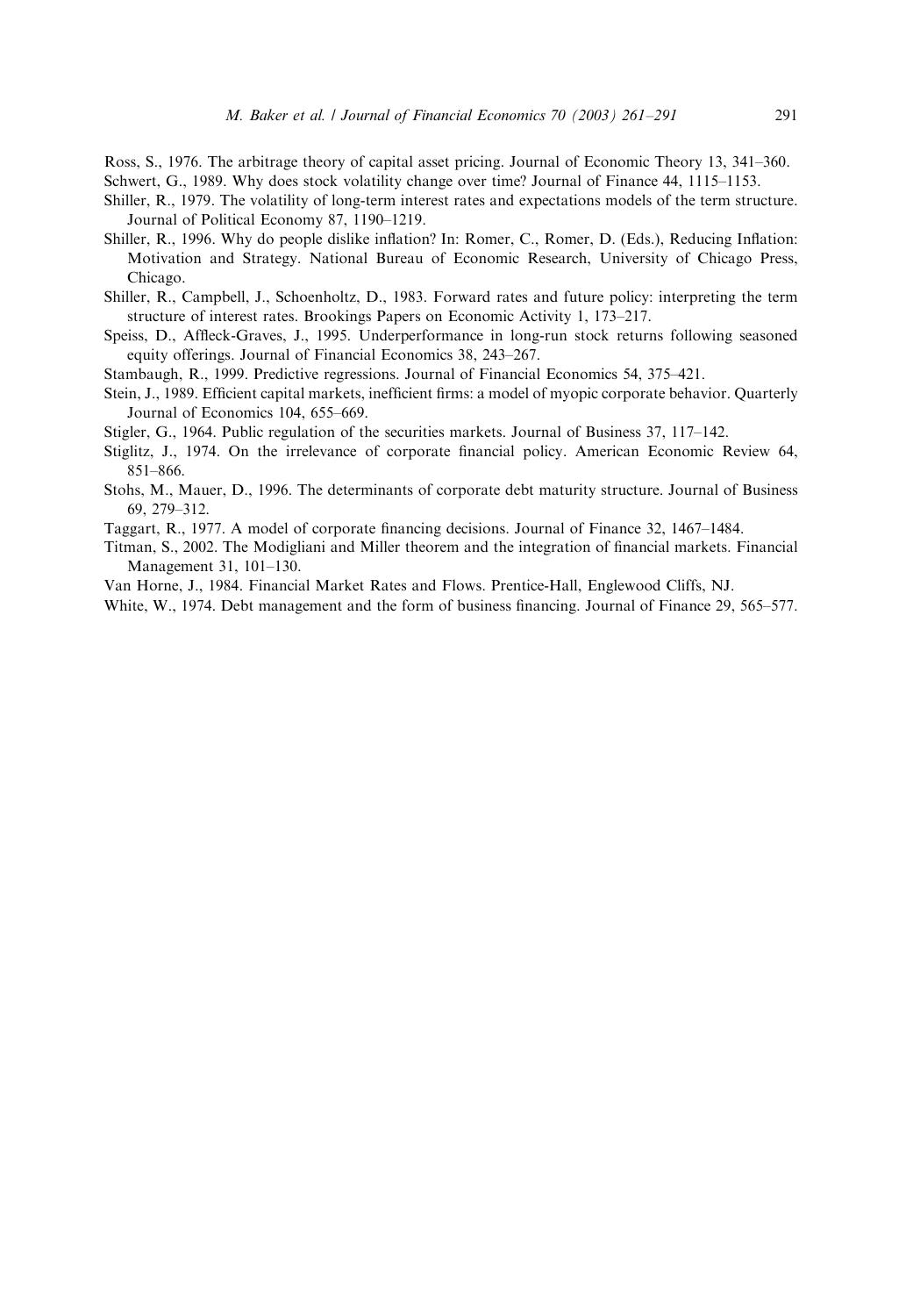Ross, S., 1976. The arbitrage theory of capital asset pricing. Journal of Economic Theory 13, 341–360.

Schwert, G., 1989. Why does stock volatility change over time? Journal of Finance 44, 1115–1153.

Shiller, R., 1979. The volatility of long-term interest rates and expectations models of the term structure. Journal of Political Economy 87, 1190–1219.

Shiller, R., 1996. Why do people dislike inflation? In: Romer, C., Romer, D. (Eds.), Reducing Inflation: Motivation and Strategy. National Bureau of Economic Research, University of Chicago Press, Chicago.

Shiller, R., Campbell, J., Schoenholtz, D., 1983. Forward rates and future policy: interpreting the term structure of interest rates. Brookings Papers on Economic Activity 1, 173–217.

Speiss, D., Affleck-Graves, J., 1995. Underperformance in long-run stock returns following seasoned equity offerings. Journal of Financial Economics 38, 243–267.

Stambaugh, R., 1999. Predictive regressions. Journal of Financial Economics 54, 375–421.

Stein, J., 1989. Efficient capital markets, inefficient firms: a model of myopic corporate behavior. Quarterly Journal of Economics 104, 655–669.

Stigler, G., 1964. Public regulation of the securities markets. Journal of Business 37, 117–142.

Stiglitz, J., 1974. On the irrelevance of corporate financial policy. American Economic Review 64, 851–866.

Stohs, M., Mauer, D., 1996. The determinants of corporate debt maturity structure. Journal of Business 69, 279–312.

Taggart, R., 1977. A model of corporate financing decisions. Journal of Finance 32, 1467–1484.

Titman, S., 2002. The Modigliani and Miller theorem and the integration of financial markets. Financial Management 31, 101–130.

Van Horne, J., 1984. Financial Market Rates and Flows. Prentice-Hall, Englewood Cliffs, NJ.

White, W., 1974. Debt management and the form of business financing. Journal of Finance 29, 565–577.